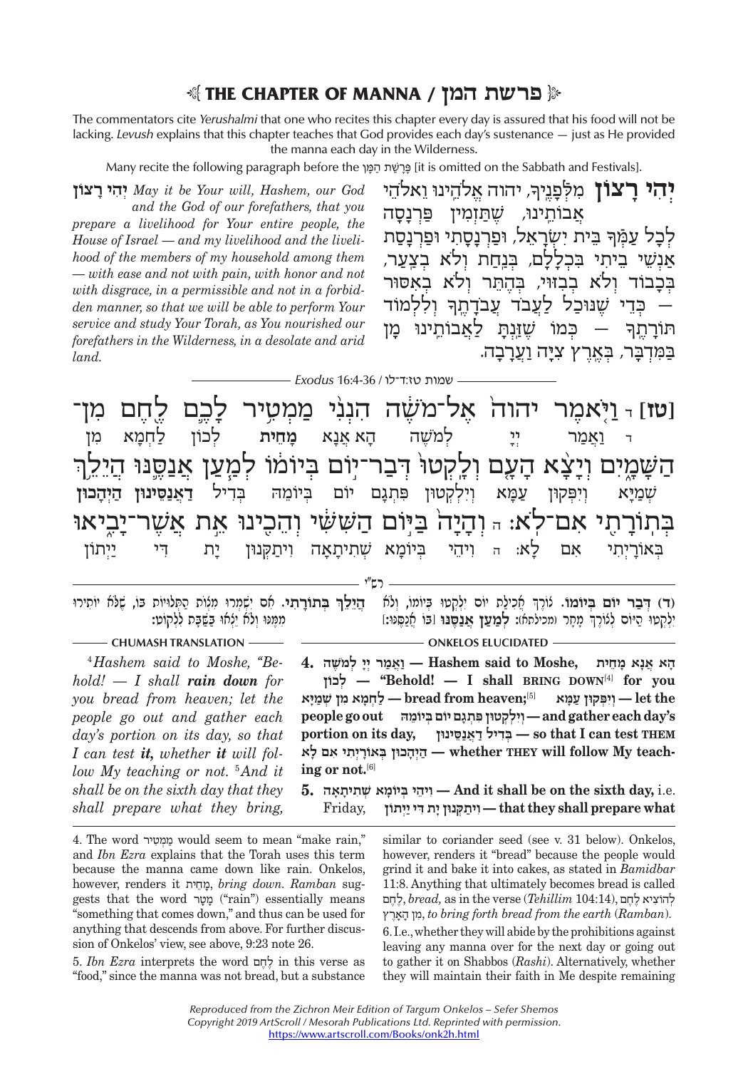# THE CHAPTER OF MANNA / פרשת המן

The commentators cite *Yerushalmi* that one who recites this chapter every day is assured that his food will not be lacking. *Levush* explains that this chapter teaches that God provides each day's sustenance — just as He provided the manna each day in the Wilderness.

Many recite the following paragraph before the פָּרָשַׁת הַמָּן [it is omitted on the Sabbath and Festivals].

**יְהִי רָצוֹן** מִלְּפָנֶיךָ, יהוה אֱלֹהֵינוּ וֵאלֹהֵי אֲבוֹתֵינוּ, שֶׁתַּזְמִין פַּרְנָסָה לְכָל עַמְּךָ בֵּית יִשְׂרָאֵל, וּפַרְנָסָתִי וּפַרְנָסַת אַנְשֵׁי בֵיתִי בִּכְלָלָם, בְּנַחַת וְלֹא בְצַעַר, בְּכָבוֹד וְלֹא בְבִזּוּי, בְּהֶתֵּר וְלֹא בְאִסּוּר — כְּדֵי שֶׁנּוּכַל לַעֲבֹד עֲבֹדָתֶךָ וְלִלְמוֹד תּוֹרָתֶךָ — כְּמוֹ שֶׁזַּנְתָּ לַאֲבוֹתֵינוּ מָן בַּמִּדְבָּר, בְּאֶרֶץ צִיָּה וַעֲרָבָה.

**יְהִי רָצוֹן** *May it be Your will, Hashem, our God and the God of our forefathers, that you prepare a livelihood for Your entire people, the House of Israel — and my livelihood and the livelihood of the members of my household among them — with ease and not with pain, with honor and not with disgrace, in a permissible and not in a forbidden manner, so that we will be able to perform Your service and study Your Torah, as You nourished our forefathers in the Wilderness, in a desolate and arid land.*

*Exodus* 16:4-36 / שמות טז:ד-לו

**[טז]** ד וַיֹּאמֶר יהוה אֶל־מֹשֶׁה הִנְנִי מַמְטִיר לָכֶם לֶחֶם מִן־הַשָּׁמָיִם וְיָצָא הָעָם וְלָקְטוּ דְּבַר־יוֹם בְּיוֹמוֹ לְמַעַן אֲנַסֶּנּוּ הֲיֵלֵךְ בְּתוֹרָתִי אִם־לֹא: ה וְהָיָה בַּיּוֹם הַשִּׁשִּׁי וְהֵכִינוּ אֵת אֲשֶׁר־יָבִיאוּ

ד וַאֲמַר יְיָ לְמֹשֶׁה הָא אֲנָא **מָחֵית** לְכוֹן לַחְמָא מִן שְׁמַיָּא וְיִפְּקוּן עַמָּא וְיִלְקְטוּן פִּתְגָם יוֹם בְּיוֹמֵהּ בְּדִיל **דַּאֲנַסֵּינוּן הַיְהָכוּן** בְּאוֹרָיְתִי אִם לָא: ה וִיהֵי בְּיוֹמָא שְׁתִיתָאָה וִיתַקְּנוּן יָת דִּי יַיְתוֹן

רש"י

**(ד) דבר יום ביומו.** צֹרֶךְ אֲכִילַת יוֹם יִלְקְטוּ בְּיוֹמוֹ, וְלֹא יִלְקְטוּ הַיּוֹם לְצֹרֶךְ מָחָר (מכילתא): **למען אנסנו** [בּוֹ אֲנַסֵּנוּ:] **הילך בתורתי.** אִם יִשְׁמְרוּ מִצְוֹת הַתְּלוּיוֹת בּוֹ, שֶׁלֹּא יוֹתִירוּ מִמֶּנּוּ וְלֹא יֵצְאוּ בַּשַּׁבָּת לִלְקֹט:

**CHUMASH TRANSLATION**

[4] *Hashem said to Moshe, "Behold! — I shall **rain down** for you bread from heaven; let the people go out and gather each day's portion on its day, so that I can test **it**, whether **it** will follow My teaching or not.* [5] *And it shall be on the sixth day that they shall prepare what they bring,*

**ONKELOS ELUCIDATED**

**4. וַאֲמַר יְיָ לְמֹשֶׁה — Hashem said to Moshe, הָא אֲנָא מָחֵית לְכוֹן — "Behold! — I shall BRING DOWN**[4] **for you לַחְמָא מִן שְׁמַיָּא — bread from heaven;**[5] **וְיִפְּקוּן עַמָּא — let the people go out וְיִלְקְטוּן פִּתְגָם יוֹם בְּיוֹמֵהּ — and gather each day's portion on its day, בְּדִיל דַּאֲנַסֵּינוּן — so that I can test THEM הַיְהָכוּן בְּאוֹרָיְתִי אִם לָא — whether THEY will follow My teaching or not.**[6]

**5. וִיהֵי בְּיוֹמָא שְׁתִיתָאָה — And it shall be on the sixth day,** i.e. Friday, **וִיתַקְּנוּן יָת דִּי יַיְתוֹן — that they shall prepare what**

4. The word מַמְטִיר would seem to mean "make rain," and *Ibn Ezra* explains that the Torah uses this term because the manna came down like rain. Onkelos, however, renders it מָחֵית, *bring down*. *Ramban* suggests that the word מָטָר ("rain") essentially means "something that comes down," and thus can be used for anything that descends from above. For further discussion of Onkelos' view, see above, 9:23 note 26.

5. *Ibn Ezra* interprets the word לֶחֶם in this verse as "food," since the manna was not bread, but a substance similar to coriander seed (see v. 31 below). Onkelos, however, renders it "bread" because the people would grind it and bake it into cakes, as stated in *Bamidbar* 11:8. Anything that ultimately becomes bread is called לֶחֶם, *bread,* as in the verse (*Tehillim* 104:14), לְהוֹצִיא לֶחֶם מִן הָאָרֶץ, *to bring forth bread from the earth* (*Ramban*).

6. I.e., whether they will abide by the prohibitions against leaving any manna over for the next day or going out to gather it on Shabbos (*Rashi*). Alternatively, whether they will maintain their faith in Me despite remaining

*Reproduced from the Zichron Meir Edition of Targum Onkelos – Sefer Shemos*
*Copyright 2019 ArtScroll / Mesorah Publications Ltd. Reprinted with permission.*
https://www.artscroll.com/Books/onk2h.html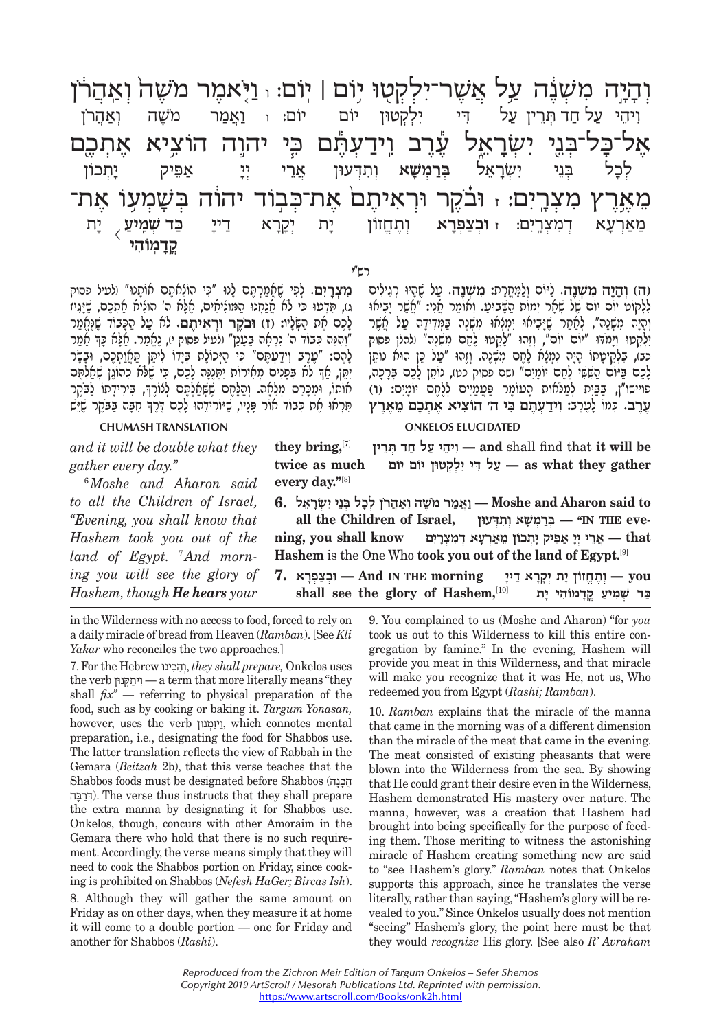וְהָיָה מִשְׁנֶה עַל אֲשֶׁר־יִלְקְטוּ יוֹם | יוֹם׃ ו וַיֹּאמֶר מֹשֶׁה וְאַהֲרֹן אֶל־כָּל־בְּנֵי יִשְׂרָאֵל עֶרֶב וִידַעְתֶּם כִּי יהוה הוֹצִיא אֶתְכֶם מֵאֶרֶץ מִצְרָיִם׃ ז וּבֹקֶר וּרְאִיתֶם אֶת־כְּבוֹד יהוה בְּשָׁמְעוֹ אֶת־

וִיהֵי עַל חַד תְּרֵין עַל דִּי יִלְקְטוּן יוֹם יוֹם׃ ו וַאֲמַר מֹשֶׁה וְאַהֲרֹן לְכָל בְּנֵי יִשְׂרָאֵל **בְּרַמְשָׁא** וְתִדְּעוּן אֲרֵי יְיָ אַפֵּיק יָתְכוֹן מֵאַרְעָא דְמִצְרָיִם׃ ז **וּבְצַפְרָא** וְתֶחֱזוֹן יָת יְקָרָא דַייָ **כַּד שְׁמִיעַ** יָת **קֳדָמוֹהִי**

רש"י

(ה) **וְהָיָה מִשְׁנֶה.** לַיּוֹם וְלַמָּחֳרָת: **מִשְׁנֶה.** עַל שֶׁהָיוּ רְגִילִים לִלְקוֹט יוֹם יוֹם שֶׁל שְׁאָר יְמוֹת הַשָּׁבוּעַ. וְאוֹמֵר אֲנִי: "אֲשֶׁר יָבִיאוּ וְהָיָה מִשְׁנֶה", לְאַחַר שֶׁיָּבִיאוּ יִמְצְאוּ מִשְׁנֶה בַּמְּדִידָה עַל אֲשֶׁר יִלְקְטוּ וְיָמֹדּוּ "יוֹם יוֹם", וְזֶהוּ "לָקְטוּ לֶחֶם מִשְׁנֶה" (להלן פסוק כב), בִּלְקִיטָתוֹ הָיָה נִמְצָא לֶחֶם מִשְׁנֶה. וְזֶהוּ "עַל כֵּן הוּא נוֹתֵן לָכֶם בַּיּוֹם הַשִּׁשִּׁי לֶחֶם יוֹמָיִם" (שם פסוק כט), נוֹתֵן לָכֶם בְּרָכָה, פוייש"ן, בַּבַּיִת לְמַלֹּאות הָעוֹמֶר פַּעֲמַיִם לְלֶחֶם יוֹמָיִם: (ו) **עֶרֶב.** כְּמוֹ לָעֶרֶב: **וִידַעְתֶּם כִּי ה' הוֹצִיא אֶתְכֶם מֵאֶרֶץ מִצְרָיִם.** לְפִי שֶׁאֲמַרְתֶּם לָנוּ "כִּי הוֹצֵאתֶם אֹתָנוּ" (לעיל פסוק ג), תֵּדְעוּ כִּי לֹא אֲנַחְנוּ הַמּוֹצִיאִים, אֶלָּא ה' הוֹצִיא אֶתְכֶם, שֶׁיָּגִיז לָכֶם אֶת הַשְּׂלָיו: (ז) **וּבֹקֶר וּרְאִיתֶם.** לֹא עַל הַכָּבוֹד שֶׁנֶּאֱמַר "וְהִנֵּה כְּבוֹד ה' נִרְאָה בֶּעָנָן" (לעיל פסוק י), נֶאֱמַר. אֶלָּא כָּךְ אָמַר לָהֶם: "עֶרֶב וִידַעְתֶּם" כִּי הַיְּכוֹלֶת בְּיָדוֹ לִיתֵּן תַּאֲוַתְכֶם, וּבָשָׂר יִתֵּן, אַךְ לֹא בְּפָנִים מְאִירוֹת יִתְּנֶנָּה לָכֶם, כִּי שֶׁלֹּא כְהוֹגֶן שְׁאַלְתֶּם אוֹתוֹ, וּמִכְּרֵס מְלֵאָה. וְהַלֶּחֶם שֶׁשְּׁאַלְתֶּם לְצוֹרֶךְ, בִּירִידָתוֹ לַבֹּקֶר תִּרְאוּ אֶת כְּבוֹד אוֹר פָּנָיו, שֶׁיּוֹרִידֵהוּ לָכֶם דֶּרֶךְ חִבָּה בַּבֹּקֶר שֶׁיֵּשׁ

**CHUMASH TRANSLATION**

*and it will be double what they gather every day."*

[6]*Moshe and Aharon said to all the Children of Israel, "Evening, you shall know that Hashem took you out of the land of Egypt.* [7]*And morning you will see the glory of Hashem, though* ***He hears*** *your*

**ONKELOS ELUCIDATED**

**and** shall find that **it will be** — וִיהֵי עַל חַד תְּרֵין **twice as much** — עַל דִּי יִלְקְטוּן יוֹם יוֹם **as what they gather every day."**[8] **they bring,**[7]

**6.** וַאֲמַר מֹשֶׁה וְאַהֲרֹן לְכָל בְּנֵי יִשְׂרָאֵל — **Moshe and Aharon said to all the Children of Israel,** בְּרַמְשָׁא וְתִדְּעוּן — "**IN THE evening, you shall know** אֲרֵי יְיָ אַפֵּיק יָתְכוֹן מֵאַרְעָא דְמִצְרָיִם — **that Hashem** is the One Who **took you out of the land of Egypt.**[9]

**7.** וּבְצַפְרָא — **And IN THE morning** וְתֶחֱזוֹן יָת יְקָרָא דַייָ — **you shall see the glory of Hashem,**[10] כַּד שְׁמִיעַ קֳדָמוֹהִי יָת

in the Wilderness with no access to food, forced to rely on a daily miracle of bread from Heaven (*Ramban*). [See *Kli Yakar* who reconciles the two approaches.]

7. For the Hebrew וְהֵכִינוּ, *they shall prepare,* Onkelos uses the verb וִיתַקְּנוּן — a term that more literally means "they shall *fix*" — referring to physical preparation of the food, such as by cooking or baking it. *Targum Yonasan,* however, uses the verb וִיזַמְּנוּן, which connotes mental preparation, i.e., designating the food for Shabbos use. The latter translation reflects the view of Rabbah in the Gemara (*Beitzah* 2b), that this verse teaches that the Shabbos foods must be designated before Shabbos (הֲכָנָה דְרַבָּה). The verse thus instructs that they shall prepare the extra manna by designating it for Shabbos use. Onkelos, though, concurs with other Amoraim in the Gemara there who hold that there is no such requirement. Accordingly, the verse means simply that they will need to cook the Shabbos portion on Friday, since cooking is prohibited on Shabbos (*Nefesh HaGer; Bircas Ish*).

8. Although they will gather the same amount on Friday as on other days, when they measure it at home it will come to a double portion — one for Friday and another for Shabbos (*Rashi*).

9. You complained to us (Moshe and Aharon) "for *you* took us out to this Wilderness to kill this entire congregation by famine." In the evening, Hashem will provide you meat in this Wilderness, and that miracle will make you recognize that it was He, not us, Who redeemed you from Egypt (*Rashi; Ramban*).

10. *Ramban* explains that the miracle of the manna that came in the morning was of a different dimension than the miracle of the meat that came in the evening. The meat consisted of existing pheasants that were blown into the Wilderness from the sea. By showing that He could grant their desire even in the Wilderness, Hashem demonstrated His mastery over nature. The manna, however, was a creation that Hashem had brought into being specifically for the purpose of feeding them. Those meriting to witness the astonishing miracle of Hashem creating something new are said to "see Hashem's glory." *Ramban* notes that Onkelos supports this approach, since he translates the verse literally, rather than saying, "Hashem's glory will be revealed to you." Since Onkelos usually does not mention "seeing" Hashem's glory, the point here must be that they would *recognize* His glory. [See also *R' Avraham*

*Reproduced from the Zichron Meir Edition of Targum Onkelos – Sefer Shemos*
*Copyright 2019 ArtScroll / Mesorah Publications Ltd. Reprinted with permission.*
https://www.artscroll.com/Books/onk2h.html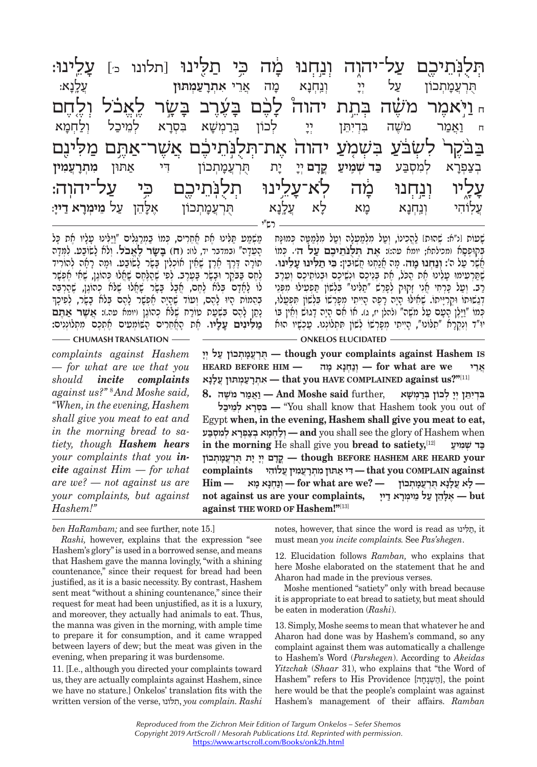תְּלֻנֹּתֵיכֶם עַל־יְהוָה וְנַחְנוּ מָה כִּי תַלִּינוּ [תלונו כ׳] עָלֵינוּ:
תְּרַעֲמָתְכוֹן עַל יְיָ וְנַחְנָא מָה אֲרֵי **אִתְרָעַמְתּוּן** עֲלָנָא:

ח וַיֹּאמֶר מֹשֶׁה בְּתֵת יהוה לָכֶם בָּעֶרֶב בָּשָׂר לֶאֱכֹל וְלֶחֶם
ח וַאֲמַר מֹשֶׁה בְּדִיתֵּן יְיָ לְכוֹן בְּרַמְשָׁא בִּסְרָא לְמֵיכַל וְלַחְמָא

בַּבֹּקֶר לִשְׂבֹּעַ בִּשְׁמֹעַ יהוה אֶת־תְּלֻנֹּתֵיכֶם אֲשֶׁר־אַתֶּם מַלִּינִם
בְּצַפְרָא לְמִסְבַּע **כַּד שְׁמִיעַ קֳדָם** יְיָ יָת תְּרַעֲמָתְכוֹן דִּי אַתּוּן **מִתְרָעֲמִין**

עָלָיו וְנַחְנוּ מָה לֹא־עָלֵינוּ תְלֻנֹּתֵיכֶם כִּי עַל־יְהוָה:
עֲלוֹהִי וְנַחְנָא מָא לָא עֲלָנָא תְּרַעֲמָתְכוֹן אֱלָהֵן עַל **מֵימְרָא דַיְיָ:**

## רש"י

שְׁטוּת [נ"א: שֶׁהוּא] לַהֲכִינוֹ, וְעַל מִלְמַעְלָה וְעַל מִלְּמַטָּה כְּמוּנָּח בְּקֻפְסָא (מכילתא; יומא עה:): **אֶת תְּלֻנֹּתֵיכֶם עַל ה׳**. כְּמוֹ אֲשֶׁר עַל ה׳: **וְנַחְנוּ מָה**. מָה אֲנַחְנוּ חֲשׁוּבִין: **כִּי תַלִּינוּ עָלֵינוּ**. שֶׁתַּרְעִימוּ עָלֵינוּ אֶת הַכֹּל, אֶת בְּנֵיכֶם וּנְשֵׁיכֶם וּבְנוֹתֵיכֶם וְעֵרֶב רַב. וְעַל כָּרְחִי אֲנִי זָקוּק לְפָרֵשׁ "תַּלִּינוּ" בִּלְשׁוֹן תַּפְעִילוּ מִפְּנֵי דְּגֻשׁוּתוֹ וּקְרִיָּיתוֹ. שֶׁאִלּוּ הָיָה רָפֶה הָיִיתִי מְפָרְשׁוֹ בִּלְשׁוֹן תִּפְעֲלוּ, כְּמוֹ "וַיָּלֶן הָעָם עַל מֹשֶׁה" (להלן יז, ג). אוֹ אִם הָיָה דָגוּשׁ וְאֵין בּוֹ יוּ"ד וְנִקְרָא "תִּלּוֹנוּ", הָיִיתִי מְפָרְשׁוֹ לְשׁוֹן תִּתְלוֹנְנוּ. עַכְשָׁיו הוּא מַשְׁמַע תַּלִּינוּ אֶת אֲחֵרִים, כְּמוֹ בַמְרַגְּלִים "וַיַּלִּינוּ עָלָיו אֶת כָּל הָעֵדָה" (במדבר יד, לו): **(ח) בָּשָׂר לֶאֱכֹל**. וְלֹא לִשְׂבֹּעַ. לִמְּדָה תּוֹרָה דֶּרֶךְ אֶרֶץ שֶׁאֵין אוֹכְלִין בָּשָׂר לָשֹׂבַע. וּמָה רָאָה לְהוֹרִיד לֶחֶם בַּבֹּקֶר וּבָשָׂר בָּעֶרֶב. לְפִי שֶׁהַלֶּחֶם שָׁאֲלוּ כְּהוֹגֶן, שֶׁאִי אֶפְשָׁר לוֹ לָאָדָם בְּלֹא לֶחֶם, אֲבָל בָּשָׂר שָׁאֲלוּ שֶׁלֹּא כְּהוֹגֶן, שֶׁהַרְבֵּה בְהֵמוֹת הָיוּ לָהֶם, וְעוֹד שֶׁהָיָה אֶפְשָׁר לָהֶם בְּלֹא בָשָׂר, לְפִיכָךְ נָתַן לָהֶם בִּשְׁעַת טוֹרַח שֶׁלֹּא כְּהוֹגֶן (יומא עה:): **אֲשֶׁר אַתֶּם מַלִּינִים עָלָיו**. אֶת הָאֲחֵרִים הַשּׁוֹמְעִים אֶתְכֶם מִתְלוֹנְנִים:

## CHUMASH TRANSLATION

*complaints against Hashem — for what are we that you should* ***incite*** *complaints against us?"* [8]*And Moshe said, "When, in the evening, Hashem shall give you meat to eat and in the morning bread to satiety, though* ***Hashem hears*** *your complaints that you* ***incite*** *against Him — for what are we? — not against us are your complaints, but against Hashem!"*

## ONKELOS ELUCIDATED

**תְּרַעֲמָתְכוֹן עַל יְיָ — though your complaints against Hashem IS HEARD BEFORE HIM — וְנַחְנָא מָה — for what are we אֲרֵי אִתְרָעַמְתּוּן עֲלָנָא — that you HAVE COMPLAINED against us?"**[11]

**8. וַאֲמַר מֹשֶׁה — And Moshe said** further, **בְּדִיתֵּן יְיָ לְכוֹן בְּרַמְשָׁא בִּסְרָא לְמֵיכַל —** "You shall know that Hashem took you out of Egypt **when, in the evening, Hashem shall give you meat to eat, וְלַחְמָא בְּצַפְרָא לְמִסְבַּע — and** you shall see the glory of Hashem when **in the morning** He shall give you **bread to satiety,**[12] **כַּד שְׁמִיעַ קֳדָם יְיָ יָת תְּרַעֲמָתְכוֹן — though BEFORE HASHEM ARE HEARD your complaints דִּי אַתּוּן מִתְרָעֲמִין עֲלוֹהִי — that you COMPLAIN against Him — וְנַחְנָא מָא — for what are we? — לָא עֲלָנָא תְּרַעֲמָתְכוֹן — not against us are your complaints, אֱלָהֵן עַל מֵימְרָא דַיְיָ — but against THE WORD OF Hashem!"**[13]

---

*ben HaRambam;* and see further, note 15.]

*Rashi,* however, explains that the expression "see Hashem's glory" is used in a borrowed sense, and means that Hashem gave the manna lovingly, "with a shining countenance," since their request for bread had been justified, as it is a basic necessity. By contrast, Hashem sent meat "without a shining countenance," since their request for meat had been unjustified, as it is a luxury, and moreover, they actually had animals to eat. Thus, the manna was given in the morning, with ample time to prepare it for consumption, and it came wrapped between layers of dew; but the meat was given in the evening, when preparing it was burdensome.

11. [I.e., although you directed your complaints toward us, they are actually complaints against Hashem, since we have no stature.] Onkelos' translation fits with the written version of the verse, תְּלוֹנוּ, *you complain. Rashi* notes, however, that since the word is read as תַּלִּינוּ, it must mean *you incite complaints.* See *Pas'shegen*.

12. Elucidation follows *Ramban,* who explains that here Moshe elaborated on the statement that he and Aharon had made in the previous verses.

Moshe mentioned "satiety" only with bread because it is appropriate to eat bread to satiety, but meat should be eaten in moderation (*Rashi*).

13. Simply, Moshe seems to mean that whatever he and Aharon had done was by Hashem's command, so any complaint against them was automatically a challenge to Hashem's Word (*Parshegen*). According to *Akeidas Yitzchak* (*Shaar* 31), who explains that "the Word of Hashem" refers to His Providence [הַשְׁגָּחָה], the point here would be that the people's complaint was against Hashem's management of their affairs. *Ramban*

*Reproduced from the Zichron Meir Edition of Targum Onkelos – Sefer Shemos*
*Copyright 2019 ArtScroll / Mesorah Publications Ltd. Reprinted with permission.*
https://www.artscroll.com/Books/onk2h.html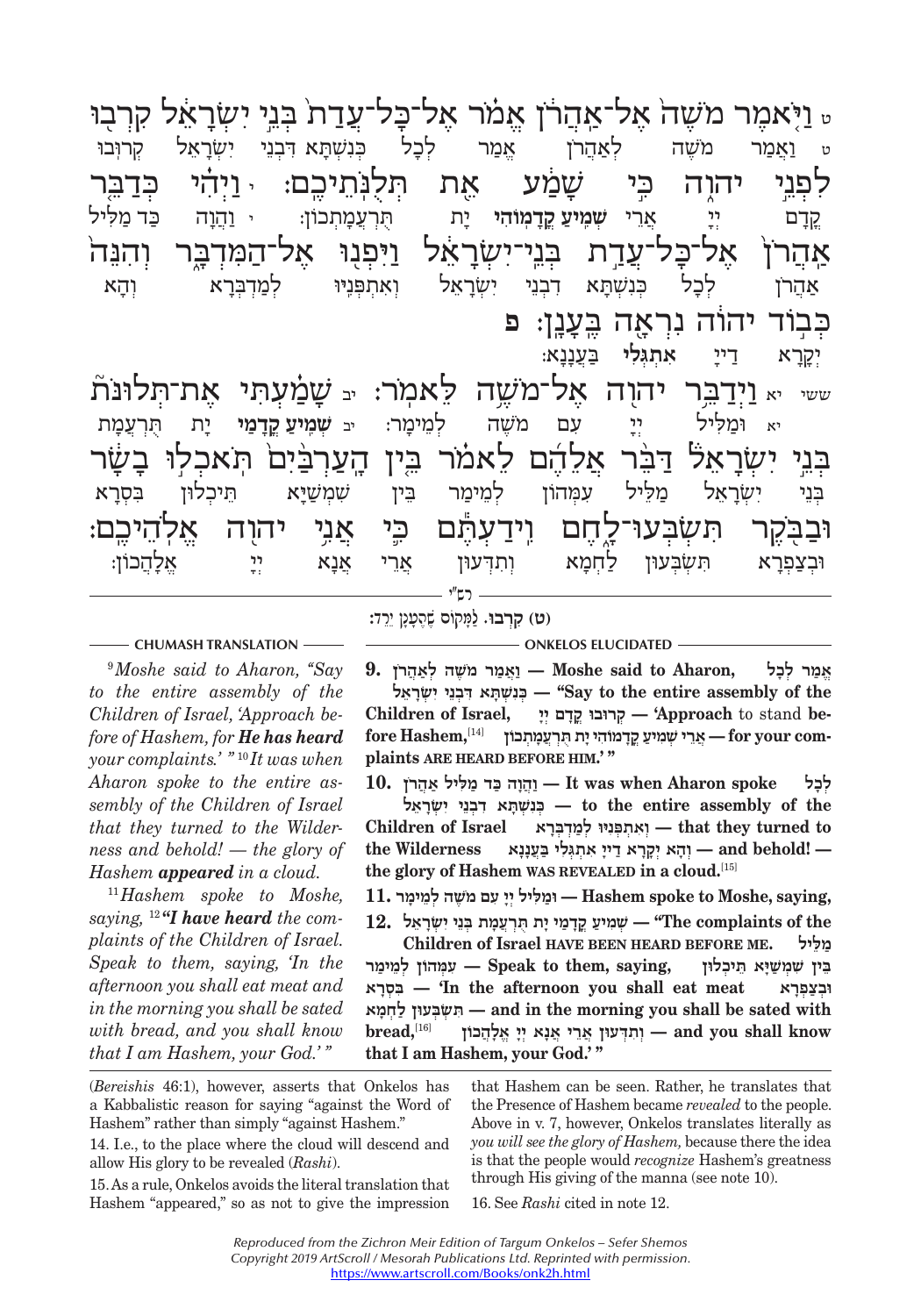ט וַיֹּ֣אמֶר מֹשֶׁה֮ אֶֽל־אַהֲרֹן֒ אֱמֹ֗ר אֶֽל־כָּל־עֲדַת֙ בְּנֵ֣י יִשְׂרָאֵ֔ל קִרְב֖וּ לִפְנֵ֣י יְהוָ֑ה כִּ֣י שָׁמַ֔ע אֵ֖ת תְּלֻנֹּתֵיכֶֽם׃ י וַיְהִ֗י כְּדַבֵּ֤ר אַהֲרֹן֙ אֶל־כָּל־עֲדַ֣ת בְּנֵֽי־יִשְׂרָאֵ֔ל וַיִּפְנ֖וּ אֶל־הַמִּדְבָּ֑ר וְהִנֵּה֙ כְּב֣וֹד יְהוָ֔ה נִרְאָ֖ה בֶּעָנָֽן׃ פ

ט וַאֲמַר מֹשֶׁה לְאַהֲרֹן אֱמַר לְכָל כְּנִשְׁתָּא דִבְנֵי יִשְׂרָאֵל קְרוּבוּ קֳדָם יְיָ אֲרֵי **שְׁמִיעַ קֳדָמוֹהִי** יָת תּוּרְעֲמָתְכוֹן: י וַהֲוָה כַּד מַלֵּיל אַהֲרֹן לְכָל כְּנִשְׁתָּא דִבְנֵי יִשְׂרָאֵל וְאִתְפְּנִיוּ לְמַדְבְּרָא וְהָא יְקָרָא דַייָ **אִתְגְּלִי** בַּעֲנָנָא:

ששי יא וַיְדַבֵּ֥ר יְהוָ֖ה אֶל־מֹשֶׁ֥ה לֵּאמֹֽר׃ יב שָׁמַ֗עְתִּי אֶת־תְּלוּנֹּת֮ בְּנֵ֣י יִשְׂרָאֵל֒ דַּבֵּ֨ר אֲלֵהֶ֜ם לֵאמֹ֗ר בֵּ֤ין הָעַרְבַּ֙יִם֙ תֹּאכְל֣וּ בָשָׂ֔ר וּבַבֹּ֖קֶר תִּשְׂבְּעוּ־לָ֑חֶם וִֽידַעְתֶּ֕ם כִּ֛י אֲנִ֥י יְהוָ֖ה אֱלֹהֵיכֶֽם׃

יא וּמַלֵּיל יְיָ עִם מֹשֶׁה לְמֵימָר: יב **שְׁמִיעַ קֳדָמַי** יָת תּוּרְעֲמַת בְּנֵי יִשְׂרָאֵל מַלֵּיל עִמְּהוֹן לְמֵימַר בֵּין שִׁמְשַׁיָּא תֵּיכְלוּן בִּסְרָא וּבְצַפְרָא תִּשְׂבְּעוּן לַחְמָא וְתִדְעוּן אֲרֵי אֲנָא יְיָ אֱלָהָכוֹן:

רש"י

**(ט) קִרְבוּ.** לַמָּקוֹם שֶׁהֶעָנָן יָרַד:

### CHUMASH TRANSLATION

[9]*Moshe said to Aharon, "Say to the entire assembly of the Children of Israel, 'Approach before of Hashem, for **He has heard** your complaints.'"* [10]*It was when Aharon spoke to the entire assembly of the Children of Israel that they turned to the Wilderness and behold! — the glory of Hashem **appeared** in a cloud.*

[11]*Hashem spoke to Moshe, saying,* [12]*"**I have heard** the complaints of the Children of Israel. Speak to them, saying, 'In the afternoon you shall eat meat and in the morning you shall be sated with bread, and you shall know that I am Hashem, your God.'"*

### ONKELOS ELUCIDATED

**9.** **וַאֲמַר מֹשֶׁה לְאַהֲרֹן** — **Moshe said to Aharon,** **אֱמַר לְכָל כְּנִשְׁתָּא דִבְנֵי יִשְׂרָאֵל** — **"Say to the entire assembly of the Children of Israel,** **קְרוּבוּ קֳדָם יְיָ** — **'Approach** to stand **before Hashem,**[14] **אֲרֵי שְׁמִיעַ קֳדָמוֹהִי יָת תּוּרְעֲמָתְכוֹן** — **for your complaints ARE HEARD BEFORE HIM.'"**

**10.** **וַהֲוָה כַּד מַלֵּיל אַהֲרֹן** — **It was when Aharon spoke** **לְכָל כְּנִשְׁתָּא דִבְנֵי יִשְׂרָאֵל** — **to the entire assembly of the Children of Israel** **וְאִתְפְּנִיוּ לְמַדְבְּרָא** — **that they turned to the Wilderness** **וְהָא יְקָרָא דַייָ אִתְגְּלִי בַּעֲנָנָא** — **and behold! — the glory of Hashem WAS REVEALED in a cloud.**[15]

**11.** **וּמַלֵּיל יְיָ עִם מֹשֶׁה לְמֵימָר** — **Hashem spoke to Moshe, saying,**

**12.** **שְׁמִיעַ קֳדָמַי יָת תּוּרְעֲמַת בְּנֵי יִשְׂרָאֵל** — **"The complaints of the Children of Israel HAVE BEEN HEARD BEFORE ME.** **מַלֵּיל עִמְּהוֹן לְמֵימַר** — **Speak to them, saying,** **בֵּין שִׁמְשַׁיָּא תֵּיכְלוּן בִּסְרָא** — **'In the afternoon you shall eat meat** **וּבְצַפְרָא תִּשְׂבְּעוּן לַחְמָא** — **and in the morning you shall be sated with bread,**[16] **וְתִדְעוּן אֲרֵי אֲנָא יְיָ אֱלָהָכוֹן** — **and you shall know that I am Hashem, your God.'"**

---

(*Bereishis* 46:1), however, asserts that Onkelos has a Kabbalistic reason for saying "against the Word of Hashem" rather than simply "against Hashem."

14. I.e., to the place where the cloud will descend and allow His glory to be revealed (*Rashi*).

15. As a rule, Onkelos avoids the literal translation that Hashem "appeared," so as not to give the impression that Hashem can be seen. Rather, he translates that the Presence of Hashem became *revealed* to the people. Above in v. 7, however, Onkelos translates literally as *you will see the glory of Hashem,* because there the idea is that the people would *recognize* Hashem's greatness through His giving of the manna (see note 10).

16. See *Rashi* cited in note 12.

*Reproduced from the Zichron Meir Edition of Targum Onkelos – Sefer Shemos*
*Copyright 2019 ArtScroll / Mesorah Publications Ltd. Reprinted with permission.*
https://www.artscroll.com/Books/onk2h.html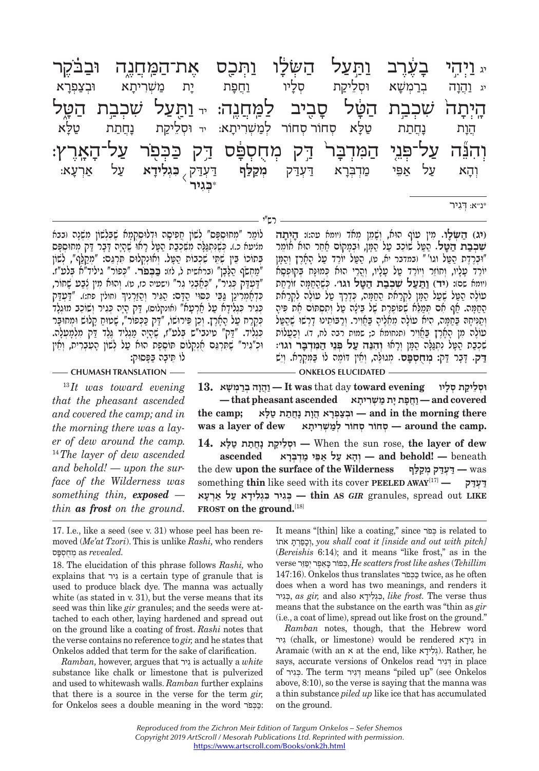יג וַיְהִי בָעֶרֶב וַתַּעַל הַשְּׂלָו וַתְּכַס אֶת־הַמַּחֲנֶה וּבַבֹּקֶר הָיְתָה שִׁכְבַת הַטָּל סָבִיב לַמַּחֲנֶה: יד וַתַּעַל שִׁכְבַת הַטָּל וְהִנֵּה עַל־פְּנֵי הַמִּדְבָּר דַּק מְחֻסְפָּס דַּק כַּכְּפֹר עַל־הָאָרֶץ:

יג וַהֲוָה בְרַמְשָׁא וּסְלֵיקַת סְלָיו וַחֲפָת יָת מַשְׁרִיתָא וּבְצַפְרָא הֲוָת נָחֲתַת טַלָּא סְחוֹר סְחוֹר לְמַשְׁרִיתָא: יד וּסְלֵיקַת נָחֲתַת טַלָּא וְהָא עַל אַפֵּי מַדְבְּרָא דַּעְדַּק **מְקַלַּף** דַּעְדַּק **כְּגִיר**\* **כִּגְלִידָא** עַל אַרְעָא:

\*נ״א: דְּגִיר

## רש״י

**(יג) הַשְּׂלָו.** מִין עוֹף הוּא, וְשָׁמֵן מְאֹד (יומא עה:): **הָיְתָה שִׁכְבַת הַטָּל.** הַטַּל שׁוֹכֵב עַל הַמָּן, וּבְמָקוֹם אַחֵר הוּא אוֹמֵר "וּבְרֶדֶת הַטַּל וגו׳" (במדבר יא, ט), הַטַּל יוֹרֵד עַל הָאָרֶץ וְהַמָּן יוֹרֵד עָלָיו, וְחוֹזֵר וְיוֹרֵד עַל עָלָיו, וַהֲרֵי הוּא כְּמֻנָּח בְּקֻפְסָא (יומא שם): **(יד) וַתַּעַל שִׁכְבַת הַטָּל וגו׳.** כְּשֶׁהַחַמָּה זוֹרַחַת עוֹלֶה הַטַּל שֶׁעַל הַמָּן לִקְרַאת הַחַמָּה, כְּדֶרֶךְ טַל עוֹלֶה לִקְרַאת הַחַמָּה. אַף אִם תְּמַלֵּא שְׁפוֹפֶרֶת שֶׁל בֵּיצָה טַל וְתִסְתּוֹם אֶת פִּיהָ וְתַנִּיחָהּ בַּחַמָּה, הִיא עוֹלָה מֵאֵלֶיהָ בָּאֲוִיר. וְרַבּוֹתֵינוּ דָרְשׁוּ שֶׁהַטַּל עוֹלֶה מִן הָאָרֶץ בָּאֲוִיר (תנחומא כ; שמות רבה לח, ד). וּכְעָלוֹת שִׁכְבַת הַטַּל נִתְגַּלָּה הַמָּן וְרָאוּ **וְהִנֵּה עַל פְּנֵי הַמִּדְבָּר וגו׳:** **דַּק.** דָּבָר דַּק: **מְחֻסְפָּס.** מְגֻלֶּה, וְאֵין דּוֹמֶה לוֹ בַּמִּקְרָא. וְיֵשׁ לוֹמַר "מְחֻסְפָּס" לְשׁוֹן חֲפִיסָה וּדְלוּסְקְמָא שֶׁבִּלְשׁוֹן מִשְׁנָה (בבא מציעא כ.), כְּשֶׁנִּתְגַּלָּה מִשִּׁכְבַת הַטַּל רָאוּ שֶׁהָיָה דָּבָר דַּק מְחֻסְפָּס בְּתוֹכוֹ בֵּין שְׁתֵּי שִׁכְבוֹת טַל. וְאוּנְקְלוֹס תִּרְגֵּם: "מְקַלָּף", לְשׁוֹן "מַחְשֹׂף הַלָּבָן" (בראשית ל, לז): **כַּכְּפֹר.** "כְּפוֹר" גִּילִיד"א בְּלַעַ"ז. "דַּעְדַּק כְּגִיר", "כְּאַבְנֵי גִר" (ישעיה כז, ט). וְהוּא מִין צֶבַע שָׁחוֹר, כְּדַאֲמְרִינַן גַּבֵּי כִּסּוּי הַדָּם: הַגִּיר וְהַזַּרְנִיךְ (חולין פח:). "דַּעְדַּק כְּגִיר כִּגְלִידָא עַל אַרְעָא" (אונקלוס), דַּק הָיָה כְּגִיר וְשׁוֹכֵב מוּגְלָד כִּקְרַח עַל הָאָרֶץ. וְכֵן פֵּירוּשׁוֹ, "דַּק כַּכְּפוֹר", שָׁטוּחַ קָלוּשׁ וּמְחוּבָּר כְּגִלִּיד. "דַּק" טינב"ש בְּלַעַ"ז, שֶׁהָיָה מַגְלִיד גֶּלֶד דַּק מְלְמַעְלָה. וּכ"גִיר" שֶׁתִּרְגֵּם אוּנְקְלוֹס תּוֹסֶפֶת הוּא עַל לְשׁוֹן הָעִבְרִית, וְאֵין לוֹ תֵּיבָה בַּפָּסוּק:

## ONKELOS ELUCIDATED

**13.** **וַהֲוָה בְרַמְשָׁא — It was** that day **toward evening** **וּסְלֵיקַת סְלָיו — that pheasant ascended** **וַחֲפָת יָת מַשְׁרִיתָא — and covered the camp;** **וּבְצַפְרָא הֲוָת נָחֲתַת טַלָּא — and in the morning there was a layer of dew** **סְחוֹר סְחוֹר לְמַשְׁרִיתָא — around the camp.**

**14.** **וּסְלֵיקַת נָחֲתַת טַלָּא** — When the sun rose, **the layer of dew ascended** **וְהָא עַל אַפֵּי מַדְבְּרָא — and behold!** — beneath the dew **upon the surface of the Wilderness** **דַּעְדַּק מְקַלַּף** — was something **thin** like seed with its cover **PEELED AWAY**[17] — **דַּעְדַּק כְּגִיר כִּגְלִידָא עַל אַרְעָא — thin AS *GIR*** granules, spread out **LIKE FROST on the ground.**[18]

## CHUMASH TRANSLATION

[13] *It was toward evening that the pheasant ascended and covered the camp; and in the morning there was a layer of dew around the camp.* [14] *The layer of dew ascended and behold! — upon the surface of the Wilderness was something thin, **exposed** — thin **as frost** on the ground.*

---

17. I.e., like a seed (see v. 31) whose peel has been removed (*Me'at Tzori*). This is unlike *Rashi,* who renders מְחֻסְפָּס as *revealed.*

18. The elucidation of this phrase follows *Rashi,* who explains that גִּיר is a certain type of granule that is used to produce black dye. The manna was actually white (as stated in v. 31), but the verse means that its seed was thin like *gir* granules; and the seeds were attached to each other, laying hardened and spread out on the ground like a coating of frost. *Rashi* notes that the verse contains no reference to *gir,* and he states that Onkelos added that term for the sake of clarification.

*Ramban,* however, argues that גִּיר is actually a *white* substance like chalk or limestone that is pulverized and used to whitewash walls. *Ramban* further explains that there is a source in the verse for the term *gir,* for Onkelos sees a double meaning in the word כַּכְּפֹר: It means "[thin] like a coating," since כְּפֹר is related to וְכָפַרְתָּ אֹתוֹ, *you shall coat it [inside and out with pitch]* (*Bereishis* 6:14); and it means "like frost," as in the verse כְּפוֹר כָּאֵפֶר יְפַזֵּר, *He scatters frost like ashes* (*Tehillim* 147:16). Onkelos thus translates כַּכְּפֹר twice, as he often does when a word has two meanings, and renders it כְּגִיר, *as gir,* and also כִּגְלִידָא, *like frost.* The verse thus means that the substance on the earth was "thin as *gir* (i.e., a coat of lime), spread out like frost on the ground."

*Ramban* notes, though, that the Hebrew word גִּיר (chalk, or limestone) would be rendered גִּירָא in Aramaic (with an א at the end, like גְּלִידָא). Rather, he says, accurate versions of Onkelos read דְּגִיר in place of כְּגִיר. The term דְּגִיר means "piled up" (see Onkelos above, 8:10), so the verse is saying that the manna was a thin substance *piled up* like ice that has accumulated on the ground.

*Reproduced from the Zichron Meir Edition of Targum Onkelos – Sefer Shemos*
*Copyright 2019 ArtScroll / Mesorah Publications Ltd. Reprinted with permission.*
https://www.artscroll.com/Books/onk2h.html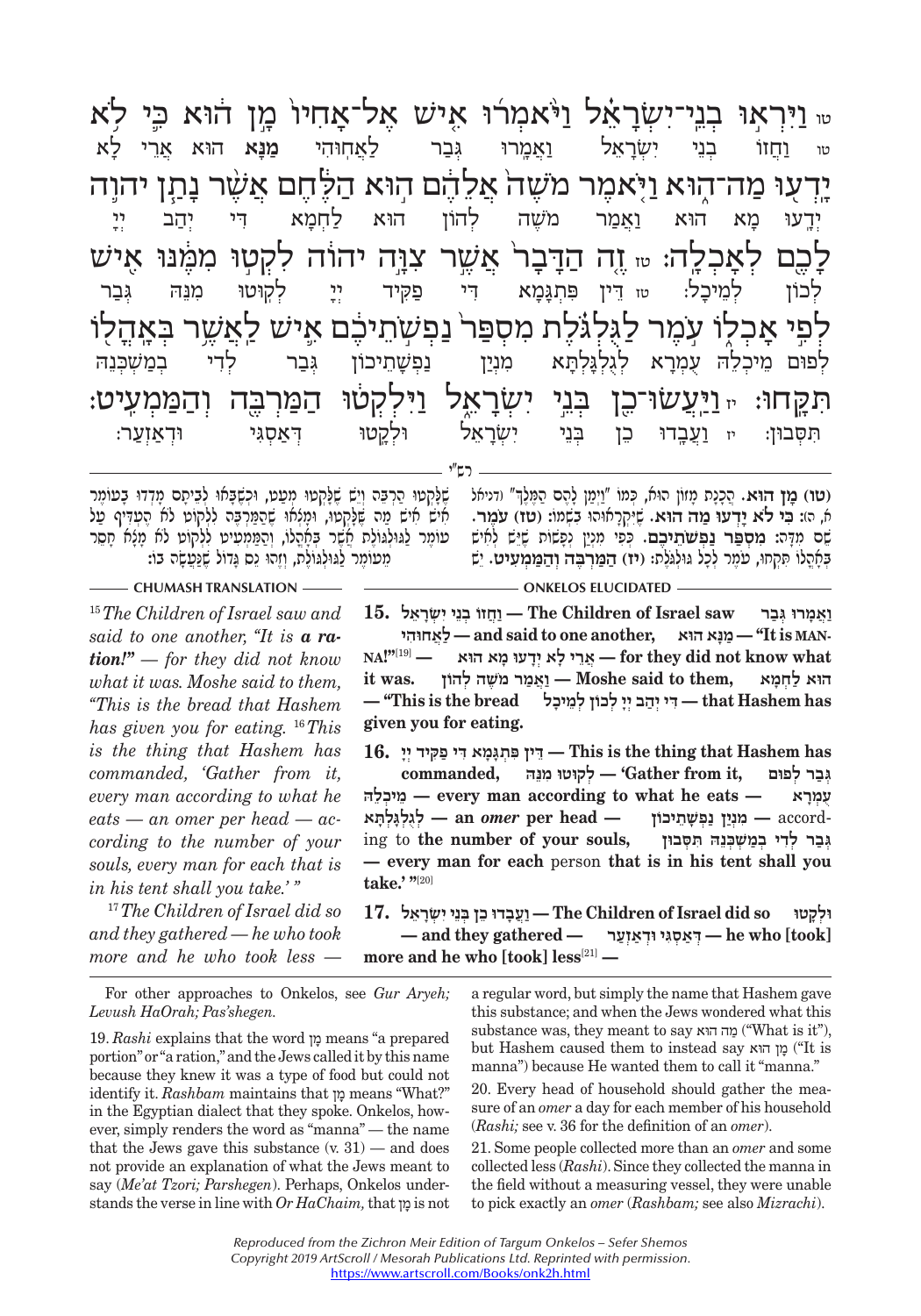טו וַיִּרְאוּ בְנֵי־יִשְׂרָאֵל וַיֹּאמְרוּ אִישׁ אֶל־אָחִיו מָן הוּא כִּי לֹא יָדְעוּ מַה־הוּא וַיֹּאמֶר מֹשֶׁה אֲלֵהֶם הוּא הַלֶּחֶם אֲשֶׁר נָתַן יהוה לָכֶם לְאָכְלָה: טז זֶה הַדָּבָר אֲשֶׁר צִוָּה יהוה לִקְטוּ מִמֶּנּוּ אִישׁ לְפִי אָכְלוֹ עֹמֶר לַגֻּלְגֹּלֶת מִסְפַּר נַפְשֹׁתֵיכֶם אִישׁ לַאֲשֶׁר בְּאָהֳלוֹ תִּקָּחוּ: יז וַיַּעֲשׂוּ־כֵן בְּנֵי יִשְׂרָאֵל וַיִּלְקְטוּ הַמַּרְבֶּה וְהַמַּמְעִיט:

טו וַחֲזוֹ בְנֵי יִשְׂרָאֵל וַאֲמָרוּ גְּבַר לַאֲחוּהִי מַנָּא הוּא אֲרֵי לָא יָדְעוּ מָא הוּא וַאֲמַר מֹשֶׁה לְהוֹן הוּא לַחְמָא דִּי יְהַב יְיָ לְכוֹן לְמֵיכָל: טז דֵּין פִּתְגָּמָא דִּי פַקִּיד יְיָ לְקוּטוּ מִנֵּהּ גְּבַר לְפוּם מֵיכְלֵהּ עֻמְרָא לְגֻלְגָּלְתָּא מִנְיַן נַפְשָׁתֵיכוֹן גְּבַר לְדִי בְמַשְׁכְּנֵהּ תִּסְּבוּן: יז וַעֲבַדוּ כֵן בְּנֵי יִשְׂרָאֵל וּלְקָטוּ דְּאַסְגִּי וּדְאַזְעַר:

רש"י

(טו) מָן הוּא. הֲכָנַת מָזוֹן הוּא, כְּמוֹ "וַיְמַן לָהֶם הַמֶּלֶךְ" (דניאל א, ה): כִּי לֹא יָדְעוּ מַה הוּא. שֶׁיִּקְרְאוּהוּ בִּשְׁמוֹ: (טז) עֹמֶר. שֵׁם מִדָּה: מִסְפַּר נַפְשֹׁתֵיכֶם. כְּפִי מִנְיַן נְפָשׁוֹת שֶׁיֵּשׁ לְאִישׁ בְּאָהֳלוֹ תִּקְחוּ, עֹמֶר לְכָל גֻּלְגֹּלֶת: (יז) הַמַּרְבֶּה וְהַמַּמְעִיט. יֵשׁ שֶׁלָּקְטוּ הַרְבֵּה וְיֵשׁ שֶׁלָּקְטוּ מְעַט, וּכְשֶׁבָּאוּ לְבֵיתָם מָדְדוּ בָעֹמֶר אִישׁ אִישׁ מַה שֶּׁלָּקַט, וּמָצְאוּ שֶׁהַמַּרְבֶּה לִלְקֹט לֹא הֶעְדִּיף עַל עֹמֶר לַגֻּלְגֹּלֶת אֲשֶׁר בְּאָהֳלוֹ, וְהַמַּמְעִיט לִלְקֹט לֹא מָצָא חָסֵר מֵעֹמֶר לַגֻּלְגֹּלֶת, וְזֶהוּ נֵס גָּדוֹל שֶׁנַּעֲשָׂה בוֹ:

## CHUMASH TRANSLATION

[15] *The Children of Israel saw and said to one another, "It is **a ration!**" — for they did not know what it was. Moshe said to them, "This is the bread that Hashem has given you for eating.* [16] *This is the thing that Hashem has commanded, 'Gather from it, every man according to what he eats — an omer per head — according to the number of your souls, every man for each that is in his tent shall you take.' "*

[17] *The Children of Israel did so and they gathered — he who took more and he who took less —*

## ONKELOS ELUCIDATED

**15.** וַחֲזוֹ בְנֵי יִשְׂרָאֵל — **The Children of Israel saw** וַאֲמָרוּ גְּבַר לַאֲחוּהִי — **and said to one another,** מַנָּא הוּא — **"It is MANNA!"**[19] — אֲרֵי לָא יָדְעוּ מָא הוּא — **for they did not know what it was.** וַאֲמַר מֹשֶׁה לְהוֹן — **Moshe said to them,** הוּא לַחְמָא — **"This is the bread** דִּי יְהַב יְיָ לְכוֹן לְמֵיכָל — **that Hashem has given you for eating.**

**16.** דֵּין פִּתְגָּמָא דִּי פַקִּיד יְיָ — **This is the thing that Hashem has commanded,** לְקוּטוּ מִנֵּהּ — **'Gather from it,** גְּבַר לְפוּם מֵיכְלֵהּ — **every man according to what he eats** — עֻמְרָא לְגֻלְגָּלְתָּא — **an *omer* per head** — מִנְיַן נַפְשָׁתֵיכוֹן — according to **the number of your souls,** גְּבַר לְדִי בְמַשְׁכְּנֵהּ תִּסְּבוּן — **every man for each** person **that is in his tent shall you take.' "**[20]

**17.** וַעֲבַדוּ כֵן בְּנֵי יִשְׂרָאֵל — **The Children of Israel did so** וּלְקָטוּ — **and they gathered** — דְּאַסְגִּי וּדְאַזְעַר — **he who [took] more and he who [took] less**[21] —

---

For other approaches to Onkelos, see *Gur Aryeh; Levush HaOrah; Pas'shegen.*

19. *Rashi* explains that the word מָן means "a prepared portion" or "a ration," and the Jews called it by this name because they knew it was a type of food but could not identify it. *Rashbam* maintains that מָן means "What?" in the Egyptian dialect that they spoke. Onkelos, however, simply renders the word as "manna" — the name that the Jews gave this substance (v. 31) — and does not provide an explanation of what the Jews meant to say (*Me'at Tzori; Parshegen*). Perhaps, Onkelos understands the verse in line with *Or HaChaim,* that מָן is not a regular word, but simply the name that Hashem gave this substance; and when the Jews wondered what this substance was, they meant to say מַה הוּא ("What is it"), but Hashem caused them to instead say מָן הוּא ("It is manna") because He wanted them to call it "manna."

20. Every head of household should gather the measure of an *omer* a day for each member of his household (*Rashi;* see v. 36 for the definition of an *omer*).

21. Some people collected more than an *omer* and some collected less (*Rashi*). Since they collected the manna in the field without a measuring vessel, they were unable to pick exactly an *omer* (*Rashbam;* see also *Mizrachi*).

*Reproduced from the Zichron Meir Edition of Targum Onkelos – Sefer Shemos*
*Copyright 2019 ArtScroll / Mesorah Publications Ltd. Reprinted with permission.*
https://www.artscroll.com/Books/onk2h.html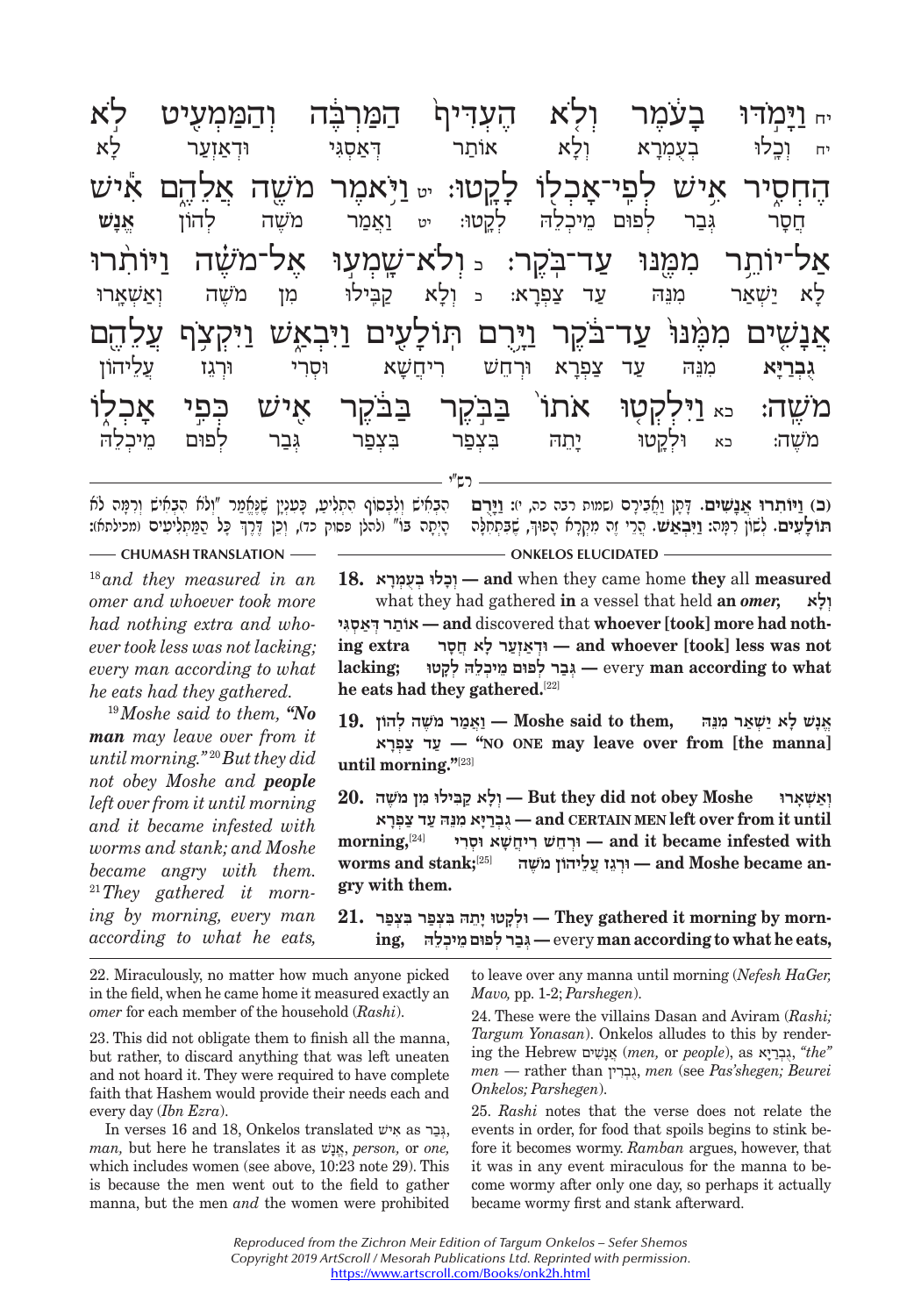יח וַיָּמֹדּוּ בָעֹמֶר וְלֹא הֶעְדִּיף הַמַּרְבֶּה וְהַמַּמְעִיט לֹא הֶחְסִיר אִישׁ לְפִי־אָכְלוֹ לָקָטוּ׃ יט וַיֹּאמֶר מֹשֶׁה אֲלֵהֶם אִישׁ אַל־יוֹתֵר מִמֶּנּוּ עַד־בֹּקֶר׃ כ וְלֹא־שָׁמְעוּ אֶל־מֹשֶׁה וַיּוֹתִרוּ אֲנָשִׁים מִמֶּנּוּ עַד־בֹּקֶר וַיָּרֻם תּוֹלָעִים וַיִּבְאַשׁ וַיִּקְצֹף עֲלֵהֶם מֹשֶׁה׃ כא וַיִּלְקְטוּ אֹתוֹ בַּבֹּקֶר בַּבֹּקֶר אִישׁ כְּפִי אָכְלוֹ

יח וְכָלוּ בְעֻמְרָא וְלָא אוֹתַר דְּאַסְגֵּי וּדְאַזְעַר לָא חֲסַר גְּבַר לְפוּם מֵיכְלֵהּ לְקָטוּ׃ יט וַאֲמַר מֹשֶׁה לְהוֹן אֱנָשׁ לָא יַשְׁאַר מִנֵּהּ עַד צַפְרָא׃ כ וְלָא קַבִּילוּ מִן מֹשֶׁה וְאַשְׁאַרוּ גֻּבְרַיָּא מִנֵּהּ עַד צַפְרָא וּרְחֵשׁ רִיחֲשָׁא וּסְרִי וּרְגֵז עֲלֵיהוֹן מֹשֶׁה׃ כא וּלְקָטוּ יָתֵהּ בִּצְפַר בִּצְפַר גְּבַר לְפוּם מֵיכְלֵהּ

רש"י

(כ) **וַיּוֹתִרוּ אֲנָשִׁים.** דָּתָן וַאֲבִירָם (שמות רבה כה, י): **וַיָּרֻם תּוֹלָעִים.** לְשׁוֹן רִמָּה: **וַיִּבְאַשׁ.** הֲרֵי זֶה מִקְרָא הָפוּךְ, שֶׁבַּתְּחִלָּה הִבְאִישׁ וּלְבַסּוֹף הִתְלִיעַ, כָּעִנְיָן שֶׁנֶּאֱמַר "וְלֹא הִבְאִישׁ וְרִמָּה לֹא הָיְתָה בּוֹ" (להלן פסוק כד), וְכֵן דֶּרֶךְ כָּל הַמַּתְלִיעִים (מכילתא):

## CHUMASH TRANSLATION

[18] *and they measured in an omer and whoever took more had nothing extra and whoever took less was not lacking; every man according to what he eats had they gathered.*

[19] *Moshe said to them, "**No man** may leave over from it until morning."* [20] *But they did not obey Moshe and **people** left over from it until morning and it became infested with worms and stank; and Moshe became angry with them.* [21] *They gathered it morning by morning, every man according to what he eats,*

## ONKELOS ELUCIDATED

**18.** **וְכָלוּ בְעֻמְרָא — and** when they came home **they** all **measured** what they had gathered **in** a vessel that held **an *omer*,** **וְלָא אוֹתַר דְּאַסְגֵּי — and** discovered that **whoever [took] more had nothing extra** **וּדְאַזְעַר לָא חֲסַר — and whoever [took] less was not lacking;** **גְּבַר לְפוּם מֵיכְלֵהּ לְקָטוּ — every man according to what he eats had they gathered.**[22]

**19.** **וַאֲמַר מֹשֶׁה לְהוֹן — Moshe said to them,** **אֱנָשׁ לָא יַשְׁאַר מִנֵּהּ עַד צַפְרָא — "NO ONE may leave over from [the manna] until morning."**[23]

**20.** **וְלָא קַבִּילוּ מִן מֹשֶׁה — But they did not obey Moshe** **וְאַשְׁאַרוּ גֻּבְרַיָּא מִנֵּהּ עַד צַפְרָא — and CERTAIN MEN left over from it until morning,**[24] **וּרְחֵשׁ רִיחֲשָׁא וּסְרִי — and it became infested with worms and stank;**[25] **וּרְגֵז עֲלֵיהוֹן מֹשֶׁה — and Moshe became angry with them.**

**21.** **וּלְקָטוּ יָתֵהּ בִּצְפַר בִּצְפַר — They gathered it morning by morning,** **גְּבַר לְפוּם מֵיכְלֵהּ — every man according to what he eats,**

---

22. Miraculously, no matter how much anyone picked in the field, when he came home it measured exactly an *omer* for each member of the household (*Rashi*).

23. This did not obligate them to finish all the manna, but rather, to discard anything that was left uneaten and not hoard it. They were required to have complete faith that Hashem would provide their needs each and every day (*Ibn Ezra*).

In verses 16 and 18, Onkelos translated אִישׁ as גְּבַר, *man,* but here he translates it as אֱנָשׁ, *person,* or *one,* which includes women (see above, 10:23 note 29). This is because the men went out to the field to gather manna, but the men *and* the women were prohibited to leave over any manna until morning (*Nefesh HaGer, Mavo,* pp. 1-2; *Parshegen*).

24. These were the villains Dasan and Aviram (*Rashi; Targum Yonasan*). Onkelos alludes to this by rendering the Hebrew אֲנָשִׁים (*men,* or *people*), as גֻּבְרַיָּא, *"the" men* — rather than גֻּבְרִין, *men* (see *Pas'shegen; Beurei Onkelos; Parshegen*).

25. *Rashi* notes that the verse does not relate the events in order, for food that spoils begins to stink before it becomes wormy. *Ramban* argues, however, that it was in any event miraculous for the manna to become wormy after only one day, so perhaps it actually became wormy first and stank afterward.

*Reproduced from the Zichron Meir Edition of Targum Onkelos – Sefer Shemos*
*Copyright 2019 ArtScroll / Mesorah Publications Ltd. Reprinted with permission.*
https://www.artscroll.com/Books/onk2h.html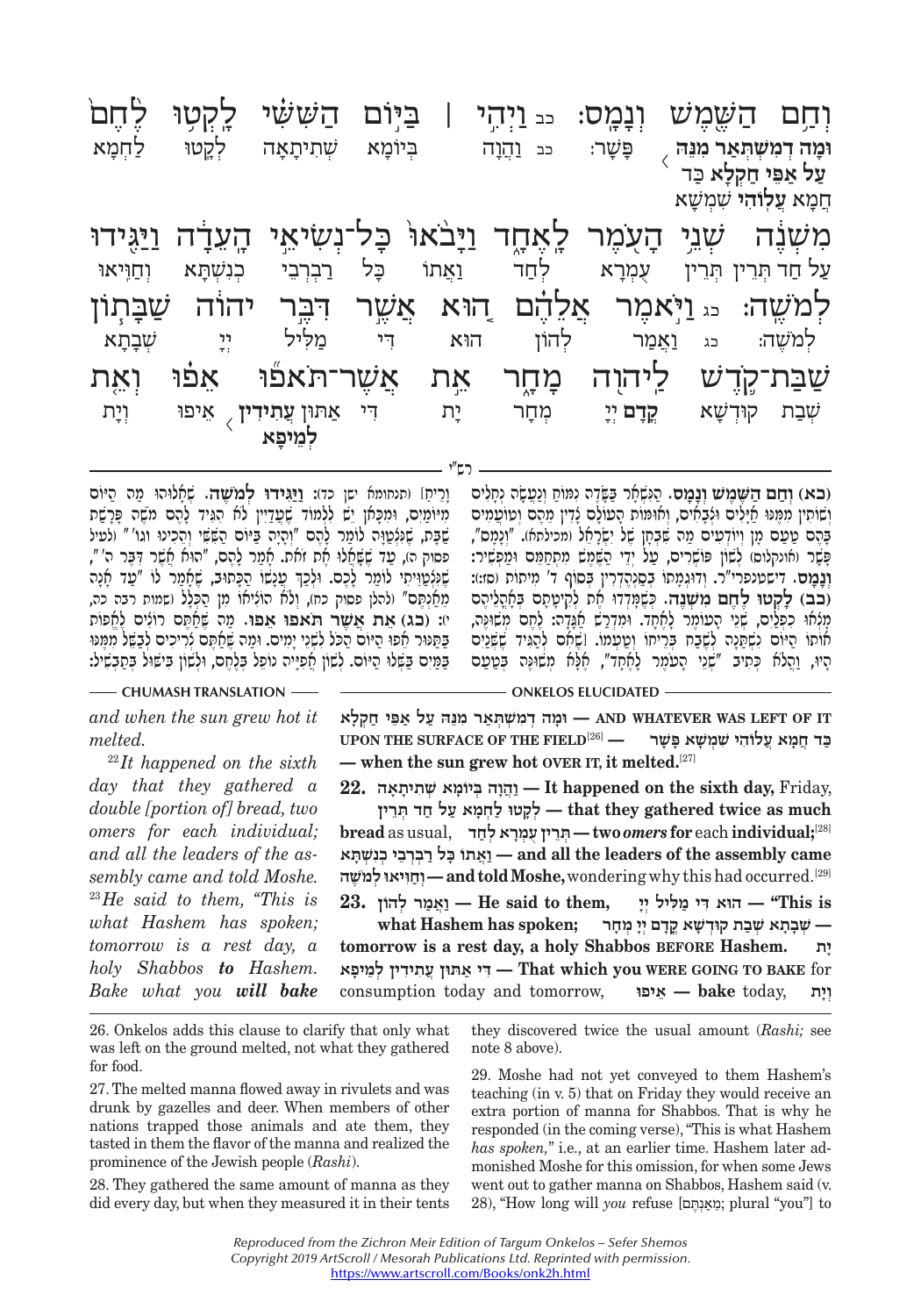וְחַם הַשֶּׁמֶשׁ וְנָמָס׃ כב וַיְהִי | בַּיּוֹם הַשִּׁשִּׁי לָקְטוּ לֶחֶם מִשְׁנֶה שְׁנֵי הָעֹמֶר לָאֶחָד וַיָּבֹאוּ כָּל־נְשִׂיאֵי הָעֵדָה וַיַּגִּידוּ לְמֹשֶׁה׃ כג וַיֹּאמֶר אֲלֵהֶם הוּא אֲשֶׁר דִּבֶּר יהוה שַׁבָּתוֹן שַׁבַּת־קֹדֶשׁ לַיהוה מָחָר אֵת אֲשֶׁר־תֹּאפוּ אֵפוּ וְאֵת

**וּמָה דְמִשְׁתְּאַר מִנֵּהּ עַל אַפֵּי חַקְלָא כַּד** חֲמָא עֲלוֹהִי שִׁמְשָׁא פָּשַׁר׃ כב וַהֲוָה בְּיוֹמָא שְׁתִיתָאָה לְקַטוּ לַחְמָא עַל חַד תְּרֵין תְּרֵין עֻמְרָא לְחַד וַאֲתוֹ כָּל רַבְרְבֵי כְנִשְׁתָּא וְחַוִּיאוּ לְמֹשֶׁה׃ כג וַאֲמַר לְהוֹן הוּא דִּי מַלִּיל יְיָ שְׁבָתָא שְׁבַת קוּדְשָׁא **קֳדָם** יְיָ מְחַר יָת דִּי **אַתּוּן עֲתִידִין לְמֵיפָא** אֵיפוּ וְיָת

רש"י

**(כא) וְחַם הַשֶּׁמֶשׁ וְנָמָס.** הַנִּשְׁאָר בַּשָּׂדֶה נַעֲשֶׂה נְחָלִים וְשׁוֹתִין מִמֶּנּוּ אַיָּלִים וּצְבָאִים, וְאֻמּוֹת הָעוֹלָם צָדִין מֵהֶם וְטוֹעֲמִים בָּהֶם טַעַם מָן וְיוֹדְעִים מַה שִּׁבְחָן שֶׁל יִשְׂרָאֵל (מכילתא). "וְנָמָס", פָּשַׁר (אונקלוס) לְשׁוֹן פּוֹשְׁרִים, עַל יְדֵי הַשֶּׁמֶשׁ מִתְחַמֵּם וּמַפְשִׁיר: **וְנָמָס.** דישטנפרי"ר. וְדוּגְמָתוֹ בְּסַנְהֶדְרִין בְּסוֹף ד' מִיתוֹת (סז:): **(כב) לָקְטוּ לֶחֶם מִשְׁנֶה.** כְּשֶׁמָּדְדוּ אֶת לְקִיטָתָם בְּאָהֳלֵיהֶם מָצְאוּ כִּפְלַיִם, שְׁנֵי הָעֹמֶר לָאֶחָד. וּמִדְרַשׁ אַגָּדָה: לֶחֶם מְשֻׁנֶּה, אוֹתוֹ הַיּוֹם נִשְׁתַּנָּה לְשֶׁבַח בְּרֵיחוֹ וְטַעְמוֹ. וְשָׁלֹּא לְהַגִּיד שֶׁשְּׁנַיִם הָיוּ, וַהֲלֹא כְּתִיב "שְׁנֵי הָעֹמֶר לָאֶחָד", אֶלָּא מְשֻׁנֶּה בְּטַעַם וְרֵיחַ (תנחומא ישן כד): **וַיַּגִּידוּ לְמֹשֶׁה.** שְׁאָלוּהוּ מָה הַיּוֹם מִיּוֹמַיִם, וּמִכָּאן יֵשׁ לִלְמוֹד שֶׁעֲדַיִין לֹא הִגִּיד לָהֶם מֹשֶׁה פָּרָשַׁת שַׁבָּת, שֶׁנִּצְטַוָּה לוֹמַר לָהֶם "וְהָיָה בַּיּוֹם הַשִּׁשִּׁי וְהֵכִינוּ וגו'" (לעיל פסוק ה), עַד שֶׁשָּׁאֲלוּ אֶת זֹאת. אָמַר לָהֶם, "הוּא אֲשֶׁר דִּבֶּר ה'", שֶׁנִּצְטַוֵּיתִי לוֹמַר לָכֶם. וּלְכָךְ עֲנָשׁוֹ הַכָּתוּב, שֶׁאָמַר לוֹ "עַד אָנָה מֵאַנְתֶּם" (להלן פסוק כח), וְלֹא הוֹצִיאוֹ מִן הַכְּלָל (שמות רבה כה, יו): **(כג) אֵת אֲשֶׁר תֹּאפוּ אֵפוּ.** מַה שֶּׁאַתֶּם רוֹצִים לֶאֱפוֹת בַּתַּנּוּר אֱפוּ הַיּוֹם הַכֹּל לִשְׁנֵי יָמִים. וּמַה שֶּׁאַתֶּם צְרִיכִים לְבַשֵּׁל מִמֶּנּוּ בַּמַּיִם בַּשְּׁלוּ הַיּוֹם. לְשׁוֹן אֲפִיָּיה נוֹפֵל בַּלֶּחֶם, וּלְשׁוֹן בִּשּׁוּל בַּתַּבְשִׁיל:

**CHUMASH TRANSLATION**

*and when the sun grew hot it melted.*

[22] *It happened on the sixth day that they gathered a double [portion of] bread, two omers for each individual; and all the leaders of the assembly came and told Moshe.* [23] *He said to them, "This is what Hashem has spoken; tomorrow is a rest day, a holy Shabbos* **to** *Hashem. Bake what you* **will bake**

**ONKELOS ELUCIDATED**

**וּמָה דְמִשְׁתְּאַר מִנֵּהּ עַל אַפֵּי חַקְלָא — AND WHATEVER WAS LEFT OF IT UPON THE SURFACE OF THE FIELD**[26] **— כַּד חֲמָא עֲלוֹהִי שִׁמְשָׁא פָּשַׁר — when the sun grew hot OVER IT, it melted.**[27]

**22. וַהֲוָה בְּיוֹמָא שְׁתִיתָאָה — It happened on the sixth day,** Friday, **לְקַטוּ לַחְמָא עַל חַד תְּרֵין — that they gathered twice as much bread** as usual, **תְּרֵין עֻמְרָא לְחַד — two** ***omers*** **for** each **individual;**[28] **וַאֲתוֹ כָּל רַבְרְבֵי כְנִשְׁתָּא — and all the leaders of the assembly came וְחַוִּיאוּ לְמֹשֶׁה — and told Moshe,** wondering why this had occurred.[29]

**23. וַאֲמַר לְהוֹן — He said to them, הוּא דִּי מַלִּיל יְיָ — "This is what Hashem has spoken; שְׁבָתָא שְׁבַת קוּדְשָׁא קֳדָם יְיָ מְחַר — tomorrow is a rest day, a holy Shabbos BEFORE Hashem. יָת דִּי אַתּוּן עֲתִידִין לְמֵיפָא — That which you WERE GOING TO BAKE** for consumption today and tomorrow, **אֵיפוּ — bake** today, **וְיָת**

26. Onkelos adds this clause to clarify that only what was left on the ground melted, not what they gathered for food.

27. The melted manna flowed away in rivulets and was drunk by gazelles and deer. When members of other nations trapped those animals and ate them, they tasted in them the flavor of the manna and realized the prominence of the Jewish people (*Rashi*).

28. They gathered the same amount of manna as they did every day, but when they measured it in their tents they discovered twice the usual amount (*Rashi;* see note 8 above).

29. Moshe had not yet conveyed to them Hashem's teaching (in v. 5) that on Friday they would receive an extra portion of manna for Shabbos. That is why he responded (in the coming verse), "This is what Hashem *has spoken,*" i.e., at an earlier time. Hashem later admonished Moshe for this omission, for when some Jews went out to gather manna on Shabbos, Hashem said (v. 28), "How long will *you* refuse [מֵאַנְתֶּם; plural "you"] to

*Reproduced from the Zichron Meir Edition of Targum Onkelos – Sefer Shemos*
*Copyright 2019 ArtScroll / Mesorah Publications Ltd. Reprinted with permission.*
https://www.artscroll.com/Books/onk2h.html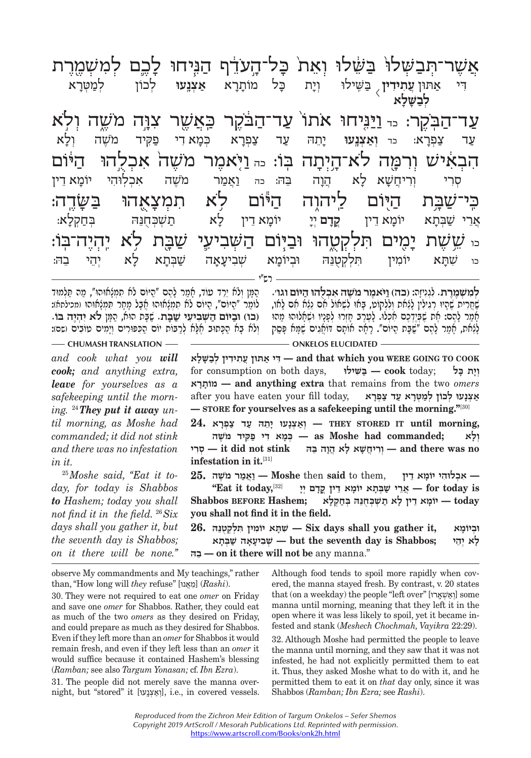אֲשֶׁר־תְּבַשְּׁלוּ בַּשֵּׁלוּ וְאֵת כָּל־הָעֹדֵף הַנִּיחוּ לָכֶם לְמִשְׁמֶרֶת עַד־הַבֹּקֶר׃ כד וַיַּנִּיחוּ אֹתוֹ עַד־הַבֹּקֶר כַּאֲשֶׁר צִוָּה מֹשֶׁה וְלֹא הִבְאִישׁ וְרִמָּה לֹא־הָיְתָה בּוֹ׃ כה וַיֹּאמֶר מֹשֶׁה אִכְלֻהוּ הַיּוֹם כִּי־שַׁבָּת הַיּוֹם לַיהוָה הַיּוֹם לֹא תִמְצָאֻהוּ בַּשָּׂדֶה׃ כו שֵׁשֶׁת יָמִים תִּלְקְטֻהוּ וּבַיּוֹם הַשְּׁבִיעִי שַׁבָּת לֹא יִהְיֶה־בּוֹ׃

דִּי אַתּוּן עֲתִידִין לְבַשָּׁלָא בַּשִּׁילוּ וְיָת כָּל מוֹתָרָא אַצְנַעוּ לְכוֹן לְמַטְּרָא עַד צַפְרָא׃ כד וְאַצְנַעוּ יָתֵהּ עַד צַפְרָא כְּמָא דִי פַקִּיד מֹשֶׁה וְלָא סְרִי וְרִיחֲשָׁא לָא הֲוָה בֵּהּ׃ כה וַאֲמַר מֹשֶׁה אִכְלוּהִי יוֹמָא דֵין אֲרֵי שַׁבְּתָא יוֹמָא דֵין קֳדָם יְיָ יוֹמָא דֵין לָא תַשְׁכְּחֻנֵּהּ בְּחַקְלָא׃ כו שִׁתָּא יוֹמִין תִּלְקְטֻנֵּהּ וּבְיוֹמָא שְׁבִיעָאָה שַׁבְּתָא לָא יְהֵי בֵהּ׃

רש"י

**לְמִשְׁמֶרֶת.** לִגְנִיזָה: **(כה) וַיֹּאמֶר מֹשֶׁה אִכְלֻהוּ הַיּוֹם וגו'.** שַׁחֲרִית שֶׁהָיוּ רְגִילִין לָצֵאת וְלִלְקוֹט, בָּאוּ לִשְׁאוֹל אִם נֵצֵא אִם לָאו, אָמַר לָהֶם: אֶת שֶׁבְּיֶדְכֶם אִכְלוּ. לָעֶרֶב חָזְרוּ לְפָנָיו וּשְׁאָלוּהוּ מַהוּ לָצֵאת, אָמַר לָהֶם "שַׁבָּת הַיּוֹם". רָאָה אוֹתָם דוֹאֲגִים שֶׁמָּא פָּסַק הַמָּן וְלֹא יֵרֵד עוֹד, אָמַר לָהֶם "הַיּוֹם לֹא תִמְצָאֻהוּ", מַה תַּלְמוּד לוֹמַר "הַיּוֹם", הַיּוֹם לֹא תִמְצָאֻהוּ אֲבָל מָחָר תִּמְצָאֻהוּ (מכילתא): **(כו) וּבַיּוֹם הַשְּׁבִיעִי שַׁבָּת.** שַׁבָּת הוּא, הַמָּן **לֹא יִהְיֶה בּוֹ.** וְלֹא בָא הַכָּתוּב אֶלָּא לְרַבּוֹת יוֹם הַכִּפּוּרִים וְיָמִים טוֹבִים (שם):

## CHUMASH TRANSLATION

*and cook what you **will cook;** and anything extra, **leave** for yourselves as a safekeeping until the morning.* [24] ***They put it away** until morning, as Moshe had commanded; it did not stink and there was no infestation in it.*

[25] *Moshe said, "Eat it today, for today is Shabbos **to** Hashem; today you shall not find it in the field.* [26] *Six days shall you gather it, but the seventh day is Shabbos; on it there will be none."*

## ONKELOS ELUCIDATED

**דִּי אַתּוּן עֲתִידִין לְבַשָּׁלָא — and that which you WERE GOING TO COOK** for consumption on both days, **בַּשִּׁילוּ — cook** today; **וְיָת כָּל מוֹתָרָא — and anything extra** that remains from the two *omers* after you have eaten your fill today, **אַצְנַעוּ לְכוֹן לְמַטְּרָא עַד צַפְרָא — STORE for yourselves as a safekeeping until the morning."**[30]

**24. וְאַצְנַעוּ יָתֵהּ עַד צַפְרָא — THEY STORED IT until morning, כְּמָא דִי פַקִּיד מֹשֶׁה — as Moshe had commanded; וְלָא סְרִי — it did not stink וְרִיחֲשָׁא לָא הֲוָה בֵּהּ — and there was no infestation in it.**[31]

**25. וַאֲמַר מֹשֶׁה — Moshe** then **said** to them, **אִכְלוּהִי יוֹמָא דֵין — "Eat it today,**[32] **אֲרֵי שַׁבְּתָא יוֹמָא דֵין קֳדָם יְיָ — for today is Shabbos BEFORE Hashem; יוֹמָא דֵין לָא תַשְׁכְּחֻנֵּהּ בְּחַקְלָא — today you shall not find it in the field.**

**26. שִׁתָּא יוֹמִין תִּלְקְטֻנֵּהּ — Six days shall you gather it, וּבְיוֹמָא שְׁבִיעָאָה שַׁבְּתָא — but the seventh day is Shabbos; לָא יְהֵי בֵהּ — on it there will not be** any manna."

---

observe My commandments and My teachings," rather than, "How long will *they* refuse" [מֵאֲנוּ] (*Rashi*).

30. They were not required to eat one *omer* on Friday and save one *omer* for Shabbos. Rather, they could eat as much of the two *omers* as they desired on Friday, and could prepare as much as they desired for Shabbos. Even if they left more than an *omer* for Shabbos it would remain fresh, and even if they left less than an *omer* it would suffice because it contained Hashem's blessing (*Ramban;* see also *Targum Yonasan;* cf. *Ibn Ezra*).

31. The people did not merely save the manna overnight, but "stored" it [וְאַצְנַעוּ], i.e., in covered vessels. Although food tends to spoil more rapidly when covered, the manna stayed fresh. By contrast, v. 20 states that (on a weekday) the people "left over" [וְאַשְׁאֲרוּ] some manna until morning, meaning that they left it in the open where it was less likely to spoil, yet it became infested and stank (*Meshech Chochmah, Vayikra* 22:29).

32. Although Moshe had permitted the people to leave the manna until morning, and they saw that it was not infested, he had not explicitly permitted them to eat it. Thus, they asked Moshe what to do with it, and he permitted them to eat it on *that* day only, since it was Shabbos (*Ramban; Ibn Ezra;* see *Rashi*).

*Reproduced from the Zichron Meir Edition of Targum Onkelos – Sefer Shemos*
*Copyright 2019 ArtScroll / Mesorah Publications Ltd. Reprinted with permission.*
https://www.artscroll.com/Books/onk2h.html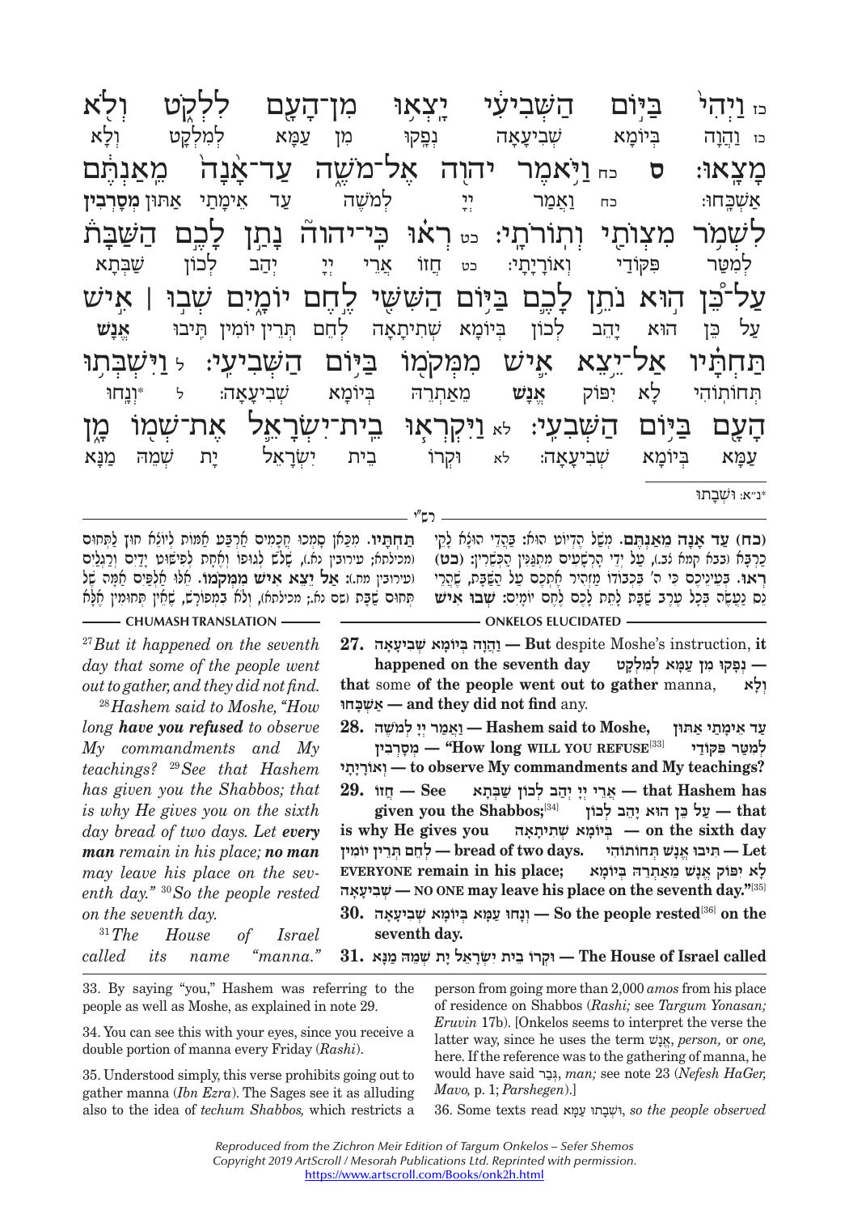כז וַיְהִי֙ בַּיּ֣וֹם הַשְּׁבִיעִ֔י יָצְא֥וּ מִן־הָעָ֖ם לִלְקֹ֑ט וְלֹ֖א מָצָֽאוּ׃ ס כח וַיֹּ֥אמֶר יְהוָ֖ה אֶל־מֹשֶׁ֑ה עַד־אָ֙נָה֙ מֵֽאַנְתֶּ֔ם לִשְׁמֹ֥ר מִצְוֺתַ֖י וְתוֹרֹתָֽי׃ כט רְא֗וּ כִּֽי־יְהוָה֮ נָתַ֣ן לָכֶ֣ם הַשַּׁבָּת֒ עַל־כֵּ֠ן ה֣וּא נֹתֵ֥ן לָכֶ֛ם בַּיּ֥וֹם הַשִּׁשִּׁ֖י לֶ֣חֶם יוֹמָ֑יִם שְׁב֣וּ ׀ אִ֣ישׁ תַּחְתָּ֗יו אַל־יֵ֥צֵא אִ֛ישׁ מִמְּקֹמ֖וֹ בַּיּ֥וֹם הַשְּׁבִיעִֽי׃ ל וַיִּשְׁבְּת֥וּ הָעָ֖ם בַּיּ֥וֹם הַשְּׁבִעִֽי׃ לא וַיִּקְרְא֧וּ בֵֽית־יִשְׂרָאֵ֛ל אֶת־שְׁמ֖וֹ מָ֑ן

כז וַהֲוָה בְּיוֹמָא שְׁבִיעָאָה נְפָקוּ מִן עַמָּא לְמִלְקָט וְלָא אַשְׁכָּחוּ׃ כח וַאֲמַר יְיָ לְמֹשֶׁה עַד אֵימָתַי אַתּוּן **מְסָרְבִין** לְמִטַּר פִּקּוֹדַי וְאוֹרָיָתָי׃ כט חֲזוֹ אֲרֵי יְיָ יְהַב לְכוֹן שַׁבְּתָא עַל כֵּן הוּא יָהֵב לְכוֹן בְּיוֹמָא שְׁתִיתָאָה לְחֵם תְּרֵין יוֹמִין תִּיבוּ **אֱנָשׁ** תְּחוֹתוֹהִי לָא יִפּוֹק **אֱנָשׁ** מֵאַתְרֵהּ בְּיוֹמָא שְׁבִיעָאָה׃ ל *וְנָחוּ עַמָּא בְּיוֹמָא שְׁבִיעָאָה׃ לא וּקְרוֹ בֵית יִשְׂרָאֵל יָת שְׁמֵהּ מַנָּא

*נ״א: וּשְׁבָתוּ

## רש״י

**(כח) עד אנה מאנתם.** מְשַׁל הֶדְיוֹט הוּא: בַּהֲדֵי הוּצָא לָקֵי כַּרְבָּא (ב״ק צב.), עַל יְדֵי הָרְשָׁעִים מִתְגַּנִּין הַכְּשֵׁרִין: **(כט) ראו.** בְּעֵינֵיכֶם כִּי ה׳ בִּכְבוֹדוֹ מַזְהִיר אֶתְכֶם עַל הַשַּׁבָּת, שֶׁהֲרֵי נֵס נַעֲשֶׂה בְּכָל עֶרֶב שַׁבָּת לָתֵת לָכֶם לֶחֶם יוֹמָיִם: **שבו איש תחתיו.** מִכָּאן סָמְכוּ חֲכָמִים אַרְבַּע אַמּוֹת לְיוֹצֵא חוּץ לַתְּחוּם (מכילתא; עירובין נא.), שָׁלֹשׁ לְגוּפוֹ וְאַחַת לִפְשׁוּט יָדַיִם וְרַגְלַיִם (עירובין מח.): **אל יצא איש ממקמו.** אֵלּוּ אַלְפַּיִם אַמָּה שֶׁל תְּחוּם שַׁבָּת (שם נא.; מכילתא), וְלֹא בִּמְפוֹרָשׁ, שֶׁאֵין תְּחוּמִין אֶלָּא

## CHUMASH TRANSLATION

[27] *But it happened on the seventh day that some of the people went out to gather, and they did not find.*

[28] *Hashem said to Moshe, "How long **have you refused** to observe My commandments and My teachings?* [29] *See that Hashem has given you the Shabbos; that is why He gives you on the sixth day bread of two days. Let **every man** remain in his place; **no man** may leave his place on the seventh day."* [30] *So the people rested on the seventh day.*

[31] *The House of Israel called its name "manna."*

## ONKELOS ELUCIDATED

**27.** וַהֲוָה בְּיוֹמָא שְׁבִיעָאָה — **But** despite Moshe's instruction, **it happened on the seventh day** נְפָקוּ מִן עַמָּא לְמִלְקָט — **that** some **of the people went out to gather** manna, וְלָא אַשְׁכָּחוּ — **and they did not find** any.

**28.** וַאֲמַר יְיָ לְמֹשֶׁה — **Hashem said to Moshe,** עַד אֵימָתַי אַתּוּן מְסָרְבִין — **"How long WILL YOU REFUSE**[33] לְמִטַּר פִּקּוֹדַי וְאוֹרָיָתָי — **to observe My commandments and My teachings?**

**29.** חֲזוֹ — **See** אֲרֵי יְיָ יְהַב לְכוֹן שַׁבְּתָא — **that Hashem has given you the Shabbos;**[34] עַל כֵּן הוּא יָהֵב לְכוֹן — **that is why He gives you** בְּיוֹמָא שְׁתִיתָאָה — **on the sixth day** לְחֵם תְּרֵין יוֹמִין — **bread of two days.** תִּיבוּ אֱנָשׁ תְּחוֹתוֹהִי — **Let EVERYONE remain in his place;** לָא יִפּוֹק אֱנָשׁ מֵאַתְרֵהּ בְּיוֹמָא שְׁבִיעָאָה — **NO ONE may leave his place on the seventh day."**[35]

**30.** וְנָחוּ עַמָּא בְּיוֹמָא שְׁבִיעָאָה — **So the people rested**[36] **on the seventh day.**

**31.** וּקְרוֹ בֵית יִשְׂרָאֵל יָת שְׁמֵהּ מַנָּא — **The House of Israel called**

33. By saying "you," Hashem was referring to the people as well as Moshe, as explained in note 29.

34. You can see this with your eyes, since you receive a double portion of manna every Friday (*Rashi*).

35. Understood simply, this verse prohibits going out to gather manna (*Ibn Ezra*). The Sages see it as alluding also to the idea of *techum Shabbos,* which restricts a person from going more than 2,000 *amos* from his place of residence on Shabbos (*Rashi;* see *Targum Yonasan; Eruvin* 17b). [Onkelos seems to interpret the verse the latter way, since he uses the term אֱנָשׁ, *person,* or *one,* here. If the reference was to the gathering of manna, he would have said גְּבַר, *man;* see note 23 (*Nefesh HaGer, Mavo,* p. 1; *Parshegen*).]

36. Some texts read וּשְׁבָתוּ עַמָּא, *so the people observed*

*Reproduced from the Zichron Meir Edition of Targum Onkelos – Sefer Shemos*
*Copyright 2019 ArtScroll / Mesorah Publications Ltd. Reprinted with permission.*
https://www.artscroll.com/Books/onk2h.html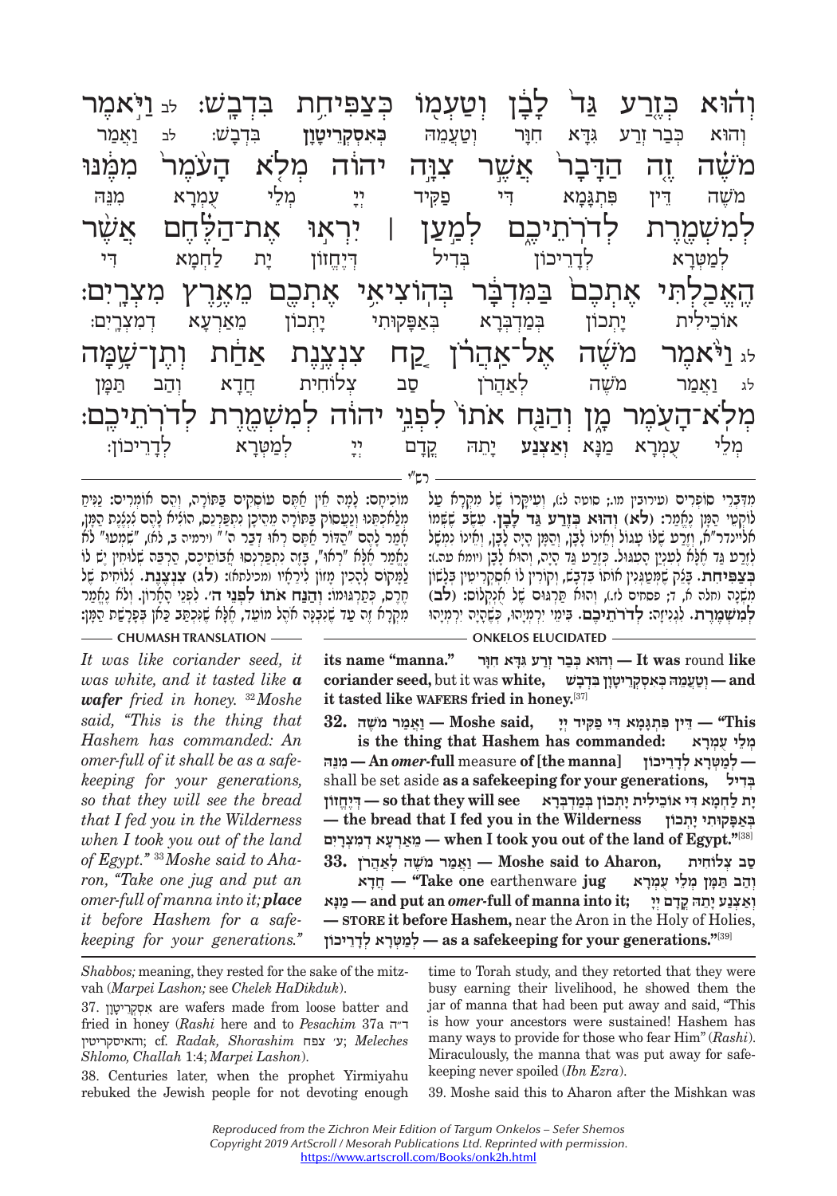וְה֗וּא כְּזֶ֤רַע גַּד֙ לָבָ֔ן וְטַעְמ֖וֹ כְּצַפִּיחִ֥ת בִּדְבָֽשׁ׃ לב וַיֹּ֣אמֶר

וְהוּא כְּבַר זְרַע גִּדָּא חִוָּר וְטַעֲמֵהּ **כְּאִסְקְרִיטָוָן** בִּדְבָשׁ׃ לב וַאֲמַר

מֹשֶׁ֗ה זֶ֤ה הַדָּבָר֙ אֲשֶׁ֣ר צִוָּ֣ה יהוה מְלֹ֤א הָעֹ֙מֶר֙ מִמֶּ֔נּוּ

מֹשֶׁה דֵּין פִּתְגָּמָא דִּי פַקִּיד יְיָ מְלֵי עֻמְרָא מִנֵּהּ

לְמִשְׁמֶ֖רֶת לְדֹרֹתֵיכֶ֑ם לְמַ֣עַן ׀ יִרְא֣וּ אֶת־הַלֶּ֗חֶם אֲשֶׁ֨ר

לְמַטְּרָא לְדָרֵיכוֹן בְּדִיל דְּיֶחֱזוֹן יָת לַחְמָא דִּי

הֶאֱכַ֤לְתִּי אֶתְכֶם֙ בַּמִּדְבָּ֔ר בְּהוֹצִיאִ֥י אֶתְכֶ֖ם מֵאֶ֥רֶץ מִצְרָֽיִם׃

אוֹכֵילִית יָתְכוֹן בְּמַדְבְּרָא בְּאַפָּקוּתִי יָתְכוֹן מֵאַרְעָא דְמִצְרָיִם׃

לג וַיֹּ֨אמֶר מֹשֶׁ֜ה אֶֽל־אַהֲרֹ֗ן קַ֚ח צִנְצֶ֣נֶת אַחַ֔ת וְתֶן־שָׁ֥מָּה

לג וַאֲמַר מֹשֶׁה לְאַהֲרֹן סַב צְלוֹחִית חֲדָא וְהַב תַּמָּן

מְלֹֽא־הָעֹ֖מֶר מָ֑ן וְהַנַּ֤ח אֹתוֹ֙ לִפְנֵ֣י יהוה לְמִשְׁמֶ֖רֶת לְדֹרֹתֵיכֶֽם׃

מְלֵי עֻמְרָא מַנָּא **וְאַצְנַע** יָתֵהּ קֳדָם יְיָ לְמַטְּרָא לְדָרֵיכוֹן׃

---

רש"י

מִדִּבְרֵי סוֹפְרִים (עירובין מו.; סוטה לג.), וְעִיקָּרוֹ שֶׁל מִקְרָא עַל לוֹקְטֵי הַמָּן נֶאֱמַר: **(לא) וְהוּא כְּזֶרַע גַּד לָבָן.** עֵשֶׂב שֶׁשְּׁמוֹ קוֹלְיַינדר״א, וְזַרְעוֹ עָגוֹל וְאֵינוֹ לָבָן, וְהַמָּן הָיָה לָבָן, וְאֵינוֹ נִמְשָׁל לְזֶרַע גַּד אֶלָּא לְעִנְיַן הָעִגּוּל. כְּזֶרַע גַּד הָיָה, וְהוּא לָבָן (יומא עה.): **כְּצַפִּיחִת.** בָּצֵק שֶׁמְּטַגְּנִין אוֹתוֹ בִּדְבַשׁ, וְקוֹרִין לוֹ אִסְקְרִיטִין בִּלְשׁוֹן מִשְׁנָה (חלה א, ד; פסחים לז.), וְהוּא תַּרְגּוּם שֶׁל אֻנְקְלוֹס: **(לב) לְמִשְׁמֶרֶת.** לִגְנִיזָה: **לְדֹרֹתֵיכֶם.** בִּימֵי יִרְמְיָהוּ, כְּשֶׁהָיָה יִרְמְיָהוּ מוֹכִיחָם: לָמָּה אֵין אַתֶּם עוֹסְקִים בַּתּוֹרָה, וְהֵם אוֹמְרִים: נַנִּיחַ מְלַאכְתֵּנוּ וְנַעֲסוֹק בַּתּוֹרָה מֵהֵיכָן נִתְפַּרְנֵס, הוֹצִיא לָהֶם צִנְצֶנֶת הַמָּן, אָמַר לָהֶם "הַדּוֹר אַתֶּם רְאוּ דְבַר ה'" (ירמיה ב, לא), "שִׁמְעוּ" לֹא נֶאֱמַר אֶלָּא "רְאוּ", בָּזֶה נִתְפַּרְנְסוּ אֲבוֹתֵיכֶם, הַרְבֵּה שְׁלוּחִין יֵשׁ לוֹ לַמָּקוֹם לְהָכִין מָזוֹן לִירֵאָיו (מכילתא): **(לג) צִנְצֶנֶת.** צְלוֹחִית שֶׁל חֶרֶס, כְּתַרְגּוּמוֹ: **וְהַנַּח אֹתוֹ לִפְנֵי ה'.** לִפְנֵי הָאָרוֹן. וְלֹא נֶאֱמַר מִקְרָא זֶה עַד שֶׁנִּבְנָה אֹהֶל מוֹעֵד, אֶלָּא שֶׁנִּכְתַּב כָּאן בְּפָרָשַׁת הַמָּן:

---

**ONKELOS ELUCIDATED**

its name "manna." **וְהוּא כְּבַר זְרַע גִּדָּא חִוָּר — It was** round **like coriander seed,** but it was **white, וְטַעֲמֵהּ כְּאִסְקְרִיטָוָן בִּדְבָשׁ — and it tasted like WAFERS fried in honey.**[37]

**32. וַאֲמַר מֹשֶׁה — Moshe said, דֵּין פִּתְגָּמָא דִּי פַקִּיד יְיָ — "This is the thing that Hashem has commanded: מְלֵי עֻמְרָא מִנֵּהּ — An *omer*-full** measure **of [the manna] לְמַטְּרָא לְדָרֵיכוֹן** shall be set aside **as a safekeeping for your generations, בְּדִיל דְּיֶחֱזוֹן — so that they will see יָת לַחְמָא דִּי אוֹכֵילִית יָתְכוֹן בְּמַדְבְּרָא — the bread that I fed you in the Wilderness בְּאַפָּקוּתִי יָתְכוֹן מֵאַרְעָא דְמִצְרָיִם — when I took you out of the land of Egypt."**[38]

**33. וַאֲמַר מֹשֶׁה לְאַהֲרֹן — Moshe said to Aharon, סַב צְלוֹחִית חֲדָא — "Take one** earthenware **jug וְהַב תַּמָּן מְלֵי עֻמְרָא מַנָּא — and put an *omer*-full of manna into it; וְאַצְנַע יָתֵהּ קֳדָם יְיָ — STORE it before Hashem,** near the Aron in the Holy of Holies, **לְמַטְּרָא לְדָרֵיכוֹן — as a safekeeping for your generations."**[39]

---

**CHUMASH TRANSLATION**

*It was like coriander seed, it was white, and it tasted like **a wafer** fried in honey.* [32]*Moshe said, "This is the thing that Hashem has commanded: An omer-full of it shall be as a safekeeping for your generations, so that they will see the bread that I fed you in the Wilderness when I took you out of the land of Egypt."* [33]*Moshe said to Aharon, "Take one jug and put an omer-full of manna into it; **place** it before Hashem for a safekeeping for your generations."*

---

*Shabbos;* meaning, they rested for the sake of the mitzvah (*Marpei Lashon;* see *Chelek HaDikduk*).

37. אִסְקְרִיטָוָן are wafers made from loose batter and fried in honey (*Rashi* here and to *Pesachim* 37a ד״ה והאיסקריטין; cf. *Radak, Shorashim* ע׳ צפח; *Meleches Shlomo, Challah* 1:4; *Marpei Lashon*).

38. Centuries later, when the prophet Yirmiyahu rebuked the Jewish people for not devoting enough time to Torah study, and they retorted that they were busy earning their livelihood, he showed them the jar of manna that had been put away and said, "This is how your ancestors were sustained! Hashem has many ways to provide for those who fear Him" (*Rashi*). Miraculously, the manna that was put away for safekeeping never spoiled (*Ibn Ezra*).

39. Moshe said this to Aharon after the Mishkan was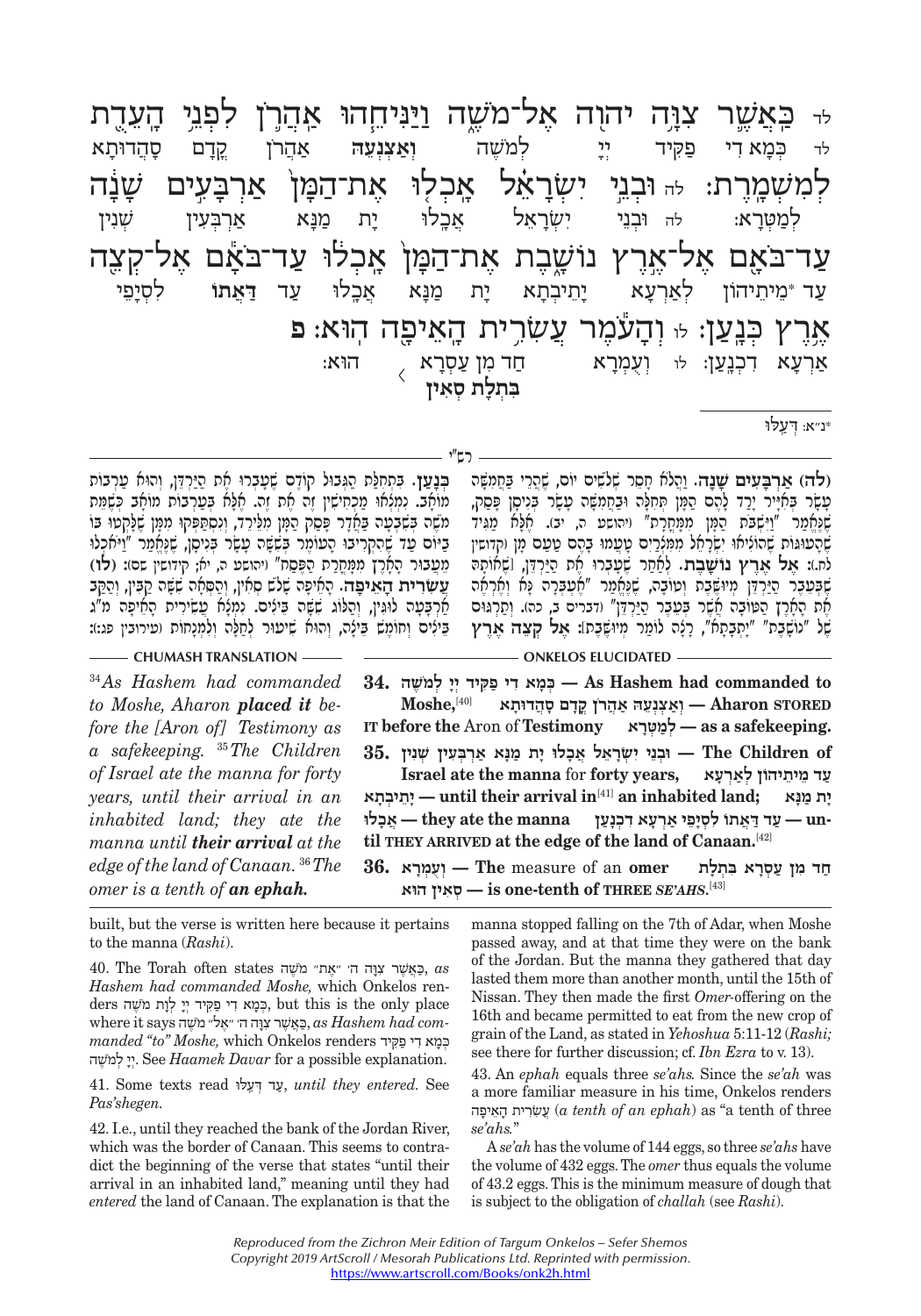לד כַּאֲשֶׁר צִוָּה יהוה אֶל־מֹשֶׁה וַיַּנִּיחֵהוּ אַהֲרֹן לִפְנֵי הָעֵדֻת לְמִשְׁמָרֶת׃ לה וּבְנֵי יִשְׂרָאֵל אָכְלוּ אֶת־הַמָּן אַרְבָּעִים שָׁנָה עַד־בֹּאָם אֶל־אֶרֶץ נוֹשָׁבֶת אֶת־הַמָּן אָכְלוּ עַד־בֹּאָם אֶל־קְצֵה אֶרֶץ כְּנָעַן׃ לו וְהָעֹמֶר עֲשִׂרִית הָאֵיפָה הוּא׃ פ

לד כְּמָא דִי פַקִּיד יְיָ לְמֹשֶׁה וְאַצְנְעֵהּ אַהֲרֹן קֳדָם סָהֲדוּתָא לְמַטְּרָא׃ לה וּבְנֵי יִשְׂרָאֵל אֲכָלוּ יָת מַנָּא אַרְבְּעִין שְׁנִין עַד *מֵיתֵיהוֹן לְאַרְעָא יָתֵיבְתָא יָת מַנָּא אֲכָלוּ עַד דַּאֲתוֹ לִסְיָפֵי אַרְעָא דִכְנָעַן׃ לו וְעֻמְרָא חַד מִן עַסְרָא בִּתְלָת סְאִין הוּא׃

*נ״א: דְּעָלוּ

רש״י

(לה) אַרְבָּעִים שָׁנָה. וַהֲלֹא חָסֵר שְׁלֹשִׁים יוֹם, שֶׁהֲרֵי בַּחֲמִשָּׁה עָשָׂר בְּאִיָּיר יָרַד לָהֶם הַמָּן תְּחִלָּה וּבַחֲמִשָּׁה עָשָׂר בְּנִיסָן פָּסַק, שֶׁנֶּאֱמַר "וַיִּשְׁבֹּת הַמָּן מִמָּחֳרָת" (יהושע ה, יב). אֶלָּא מַגִּיד שֶׁהָעוּגוֹת שֶׁהוֹצִיאוּ יִשְׂרָאֵל מִמִּצְרַיִם טָעֲמוּ בָּהֶם טַעַם מָן (קידושין לח.): אֶל אֶרֶץ נוֹשָׁבֶת. לְאַחַר שֶׁעָבְרוּ אֶת הַיַּרְדֵּן, שֶׁאוֹתָהּ שֶׁבְּעֵבֶר הַיַּרְדֵּן מְיֻשֶּׁבֶת וְטוֹבָה, שֶׁנֶּאֱמַר "אֶעְבְּרָה נָּא וְאֶרְאֶה אֶת הָאָרֶץ הַטּוֹבָה אֲשֶׁר בְּעֵבֶר הַיַּרְדֵּן" (דברים ג, כה). וְתַרְגּוּם שֶׁל "נוֹשָׁבֶת" "יָתֵבְתָּא", רָצָה לוֹמַר מְיֻשֶּׁבֶת: אֶל קְצֵה אֶרֶץ כְּנָעַן. בִּתְחִלַּת הַגְּבוּל קוֹדֶם שֶׁעָבְרוּ אֶת הַיַּרְדֵּן, וְהוּא עַרְבוֹת מוֹאָב. נִמְצְאוּ מַכְחִישִׁין זֶה אֶת זֶה. אֶלָּא בְּעַרְבוֹת מוֹאָב כְּשֶׁמֵּת מֹשֶׁה בְּשִׁבְעָה בַּאֲדָר פָּסַק הַמָּן מִלֵּירֵד, וְנִסְתַּפְּקוּ מִמָּן שֶׁלָּקְטוּ בוֹ בַּיּוֹם עַד שֶׁהִקְרִיבוּ הָעֹמֶר בְּשִׁשָּׁה עָשָׂר בְּנִיסָן, שֶׁנֶּאֱמַר "וַיֹּאכְלוּ מֵעֲבוּר הָאָרֶץ מִמָּחֳרַת הַפֶּסַח" (יהושע ה, יא; קידושין סט): (לו) עֲשִׂרִית הָאֵיפָה. הָאֵיפָה שָׁלֹשׁ סְאִין, וְהַסְּאָה שֵׁשָׁה קַבִּין, וְהַקַּב אַרְבָּעָה לוּגִּין, וְהַלּוֹג שֵׁשָׁה בֵּיצִים. נִמְצֵאת עֲשִׂירִית הָאֵיפָה מ״ג בֵּיצִים וְחֹמֶשׁ בֵּיצָה, וְהוּא שִׁיעוּר לְחַלָּה וְלִמְנָחוֹת (עירובין פג:):

**CHUMASH TRANSLATION**

[34]*As Hashem had commanded to Moshe, Aharon **placed it** before the [Aron of] Testimony as a safekeeping.* [35]*The Children of Israel ate the manna for forty years, until their arrival in an inhabited land; they ate the manna until **their arrival** at the edge of the land of Canaan.* [36]*The omer is a tenth of **an ephah.***

**ONKELOS ELUCIDATED**

**34. כְּמָא דִי פַקִּיד יְיָ לְמֹשֶׁה — As Hashem had commanded to Moshe,**[40] **וְאַצְנְעֵהּ אַהֲרֹן קֳדָם סָהֲדוּתָא — Aharon STORED IT before the** Aron of **Testimony לְמַטְּרָא — as a safekeeping.**

**35. וּבְנֵי יִשְׂרָאֵל אֲכָלוּ יָת מַנָּא אַרְבְּעִין שְׁנִין — The Children of Israel ate the manna** for **forty years, עַד מֵיתֵיהוֹן לְאַרְעָא יָתֵיבְתָא — until their arrival in**[41] **an inhabited land; יָת מַנָּא אֲכָלוּ — they ate the manna עַד דַּאֲתוֹ לִסְיָפֵי אַרְעָא דִכְנָעַן — until THEY ARRIVED at the edge of the land of Canaan.**[42]

**36. וְעֻמְרָא — The** measure of an **omer חַד מִן עַסְרָא בִּתְלָת סְאִין הוּא — is one-tenth of THREE *SE'AHS*.**[43]

built, but the verse is written here because it pertains to the manna (*Rashi*).

40. The Torah often states כַּאֲשֶׁר צִוָּה ה׳ ״אֶת״ מֹשֶׁה, *as Hashem had commanded Moshe,* which Onkelos renders כְּמָא דִי פַקִּיד יְיָ לְוָת מֹשֶׁה, but this is the only place where it says כַּאֲשֶׁר צִוָּה ה׳ ״אֶל״ מֹשֶׁה, *as Hashem had commanded "to" Moshe,* which Onkelos renders כְּמָא דִי פַקִּיד יְיָ לְמֹשֶׁה. See *Haamek Davar* for a possible explanation.

41. Some texts read עַד דְּעָלוּ, *until they entered.* See *Pas'shegen.*

42. I.e., until they reached the bank of the Jordan River, which was the border of Canaan. This seems to contradict the beginning of the verse that states "until their arrival in an inhabited land," meaning until they had *entered* the land of Canaan. The explanation is that the manna stopped falling on the 7th of Adar, when Moshe passed away, and at that time they were on the bank of the Jordan. But the manna they gathered that day lasted them more than another month, until the 15th of Nissan. They then made the first *Omer*-offering on the 16th and became permitted to eat from the new crop of grain of the Land, as stated in *Yehoshua* 5:11-12 (*Rashi;* see there for further discussion; cf. *Ibn Ezra* to v. 13).

43. An *ephah* equals three *se'ahs.* Since the *se'ah* was a more familiar measure in his time, Onkelos renders עֲשִׂרִית הָאֵיפָה (*a tenth of an ephah*) as "a tenth of three *se'ahs.*"

A *se'ah* has the volume of 144 eggs, so three *se'ahs* have the volume of 432 eggs. The *omer* thus equals the volume of 43.2 eggs. This is the minimum measure of dough that is subject to the obligation of *challah* (see *Rashi*).

*Reproduced from the Zichron Meir Edition of Targum Onkelos – Sefer Shemos*
*Copyright 2019 ArtScroll / Mesorah Publications Ltd. Reprinted with permission.*
https://www.artscroll.com/Books/onk2h.html